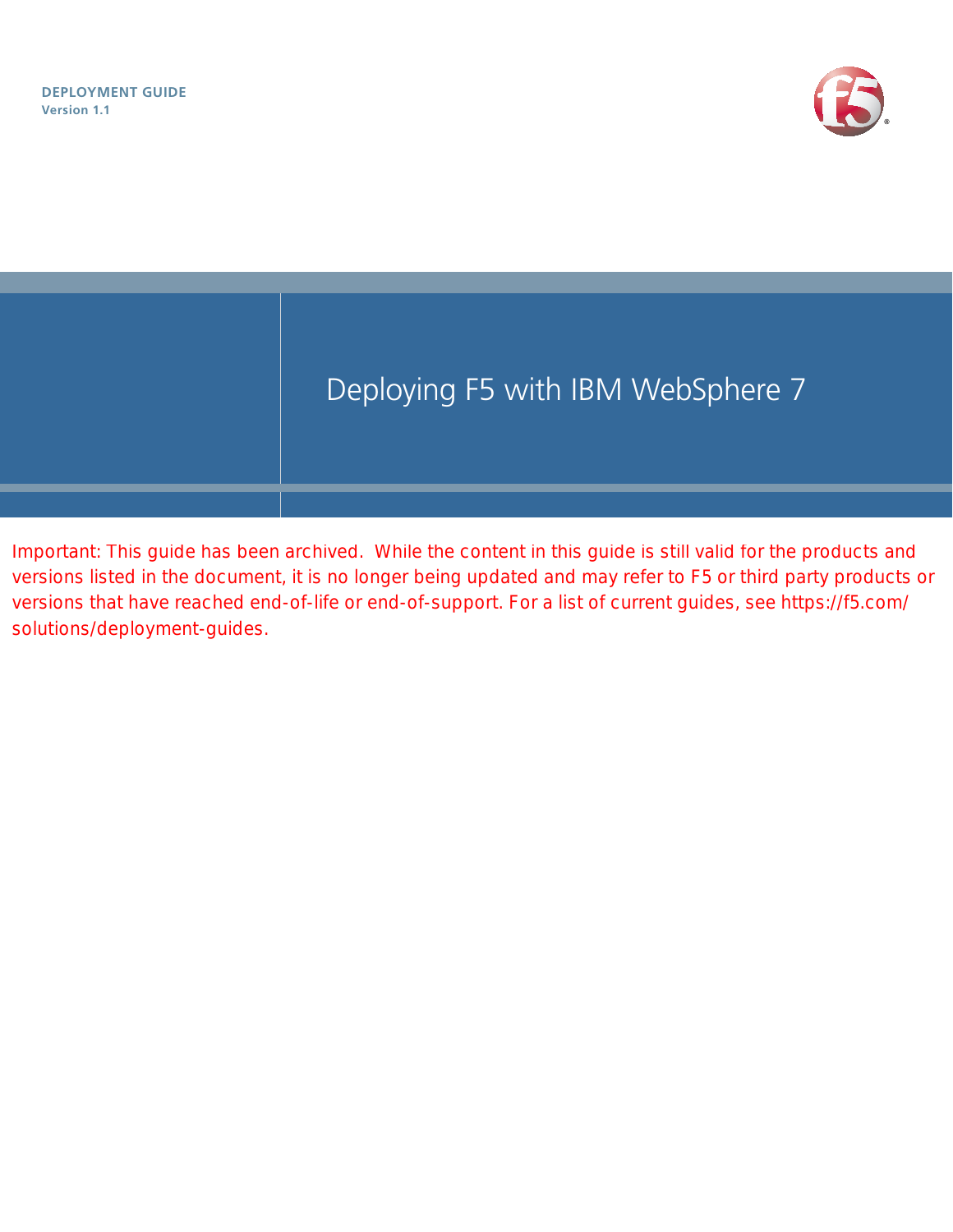**DEPLOYMENT GUIDE**
Version 1.1

# Deploying F5 with IBM WebSphere 7

Important: This guide has been archived. While the content in this guide is still valid for the products and versions listed in the document, it is no longer being updated and may refer to F5 or third party products or versions that have reached end-of-life or end-of-support. For a list of current guides, see https://f5.com/solutions/deployment-guides.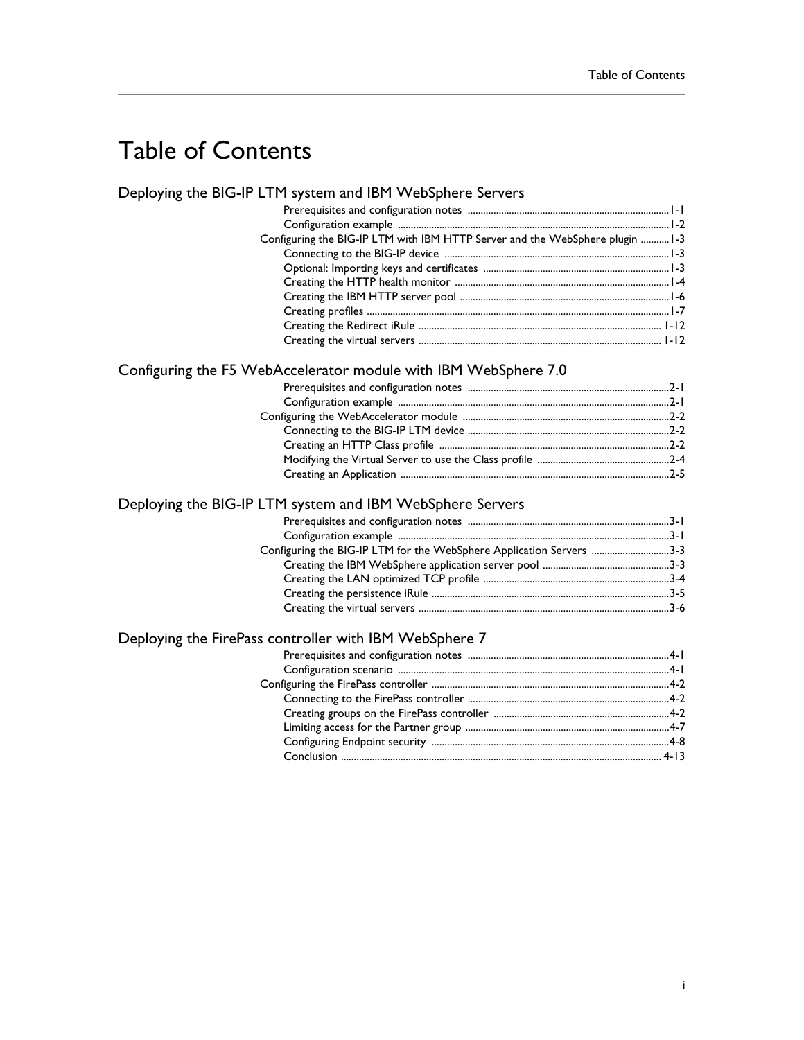# Table of Contents

## Deploying the BIG-IP LTM system and IBM WebSphere Servers

- Prerequisites and configuration notes ........ 1-1
- Configuration example ........ 1-2
- Configuring the BIG-IP LTM with IBM HTTP Server and the WebSphere plugin ........ 1-3
  - Connecting to the BIG-IP device ........ 1-3
  - Optional: Importing keys and certificates ........ 1-3
  - Creating the HTTP health monitor ........ 1-4
  - Creating the IBM HTTP server pool ........ 1-6
  - Creating profiles ........ 1-7
  - Creating the Redirect iRule ........ 1-12
  - Creating the virtual servers ........ 1-12

## Configuring the F5 WebAccelerator module with IBM WebSphere 7.0

- Prerequisites and configuration notes ........ 2-1
- Configuration example ........ 2-1
- Configuring the WebAccelerator module ........ 2-2
  - Connecting to the BIG-IP LTM device ........ 2-2
  - Creating an HTTP Class profile ........ 2-2
  - Modifying the Virtual Server to use the Class profile ........ 2-4
  - Creating an Application ........ 2-5

## Deploying the BIG-IP LTM system and IBM WebSphere Servers

- Prerequisites and configuration notes ........ 3-1
- Configuration example ........ 3-1
- Configuring the BIG-IP LTM for the WebSphere Application Servers ........ 3-3
  - Creating the IBM WebSphere application server pool ........ 3-3
  - Creating the LAN optimized TCP profile ........ 3-4
  - Creating the persistence iRule ........ 3-5
  - Creating the virtual servers ........ 3-6

## Deploying the FirePass controller with IBM WebSphere 7

- Prerequisites and configuration notes ........ 4-1
- Configuration scenario ........ 4-1
- Configuring the FirePass controller ........ 4-2
  - Connecting to the FirePass controller ........ 4-2
  - Creating groups on the FirePass controller ........ 4-2
  - Limiting access for the Partner group ........ 4-7
  - Configuring Endpoint security ........ 4-8
  - Conclusion ........ 4-13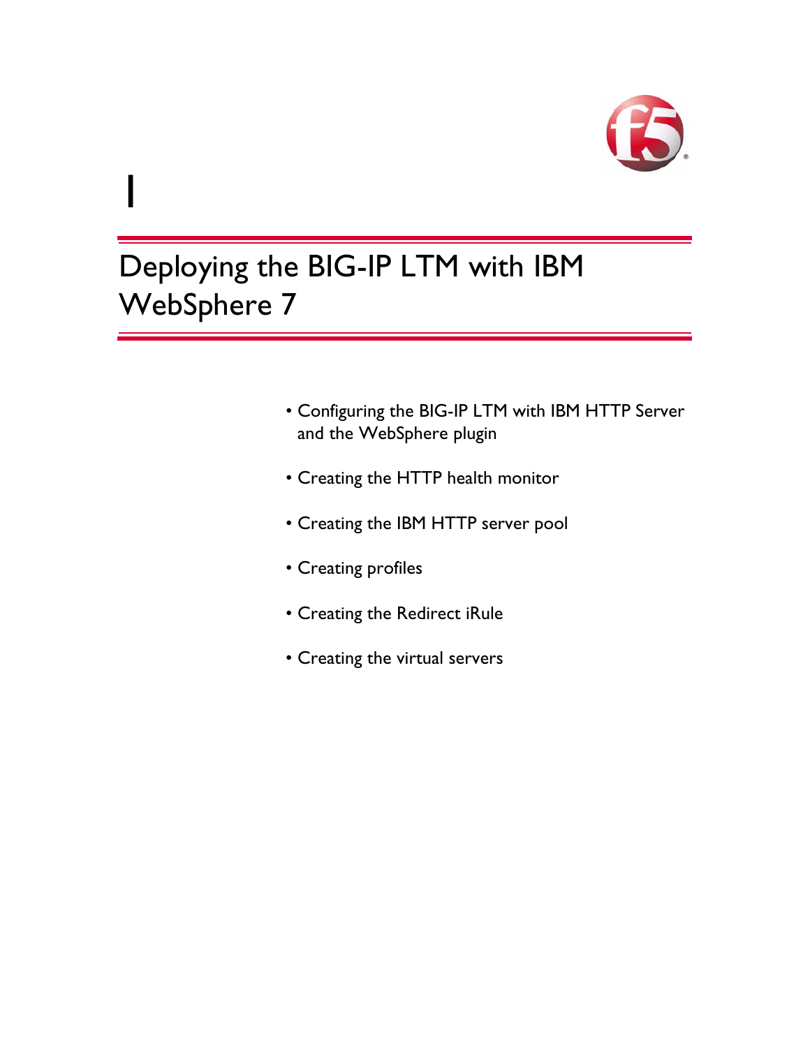# 1

# Deploying the BIG-IP LTM with IBM WebSphere 7

- Configuring the BIG-IP LTM with IBM HTTP Server and the WebSphere plugin
- Creating the HTTP health monitor
- Creating the IBM HTTP server pool
- Creating profiles
- Creating the Redirect iRule
- Creating the virtual servers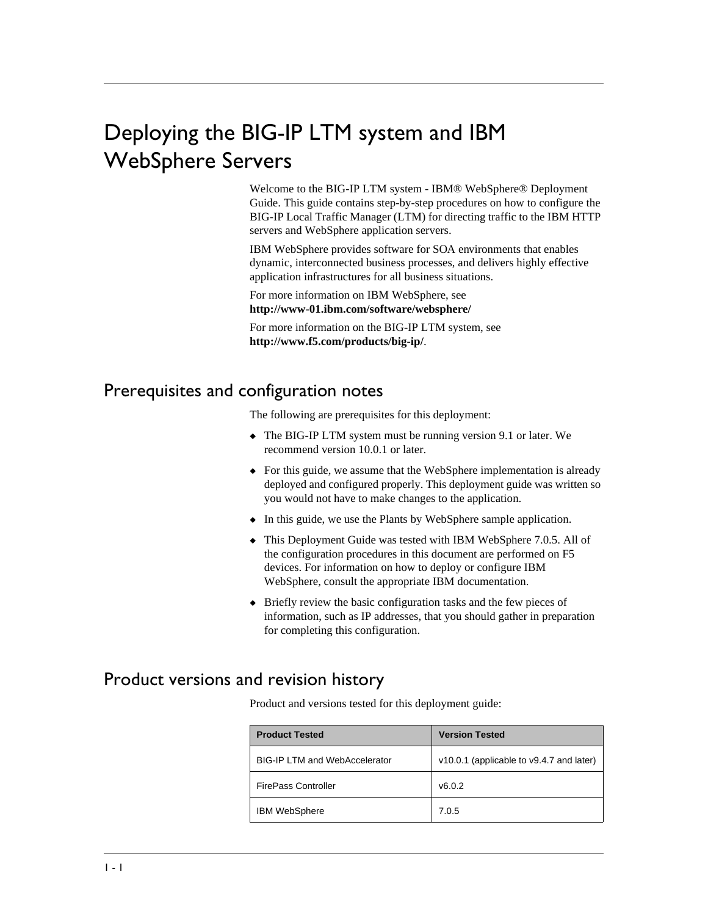# Deploying the BIG-IP LTM system and IBM WebSphere Servers

Welcome to the BIG-IP LTM system - IBM® WebSphere® Deployment Guide. This guide contains step-by-step procedures on how to configure the BIG-IP Local Traffic Manager (LTM) for directing traffic to the IBM HTTP servers and WebSphere application servers.

IBM WebSphere provides software for SOA environments that enables dynamic, interconnected business processes, and delivers highly effective application infrastructures for all business situations.

For more information on IBM WebSphere, see **http://www-01.ibm.com/software/websphere/**

For more information on the BIG-IP LTM system, see **http://www.f5.com/products/big-ip/**.

## Prerequisites and configuration notes

The following are prerequisites for this deployment:

- The BIG-IP LTM system must be running version 9.1 or later. We recommend version 10.0.1 or later.
- For this guide, we assume that the WebSphere implementation is already deployed and configured properly. This deployment guide was written so you would not have to make changes to the application.
- In this guide, we use the Plants by WebSphere sample application.
- This Deployment Guide was tested with IBM WebSphere 7.0.5. All of the configuration procedures in this document are performed on F5 devices. For information on how to deploy or configure IBM WebSphere, consult the appropriate IBM documentation.
- Briefly review the basic configuration tasks and the few pieces of information, such as IP addresses, that you should gather in preparation for completing this configuration.

## Product versions and revision history

Product and versions tested for this deployment guide:

| Product Tested | Version Tested |
|---|---|
| BIG-IP LTM and WebAccelerator | v10.0.1 (applicable to v9.4.7 and later) |
| FirePass Controller | v6.0.2 |
| IBM WebSphere | 7.0.5 |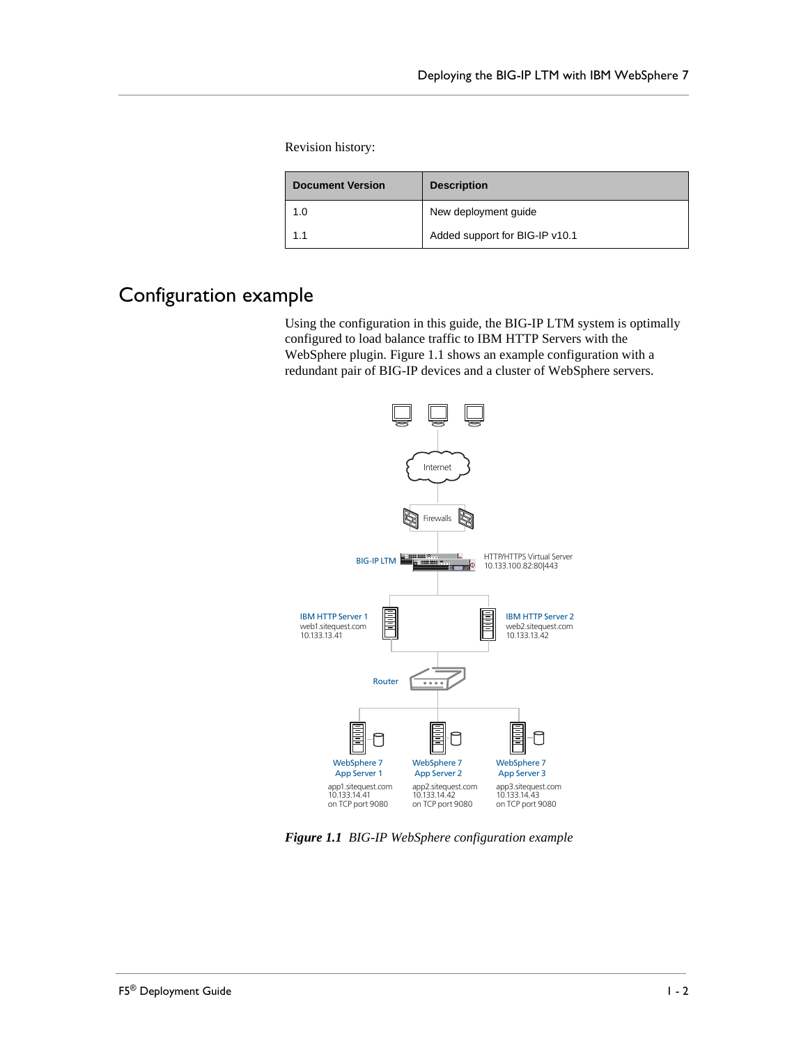Revision history:

| Document Version | Description |
| --- | --- |
| 1.0 | New deployment guide |
| 1.1 | Added support for BIG-IP v10.1 |

# Configuration example

Using the configuration in this guide, the BIG-IP LTM system is optimally configured to load balance traffic to IBM HTTP Servers with the WebSphere plugin. Figure 1.1 shows an example configuration with a redundant pair of BIG-IP devices and a cluster of WebSphere servers.

***Figure 1.1** BIG-IP WebSphere configuration example*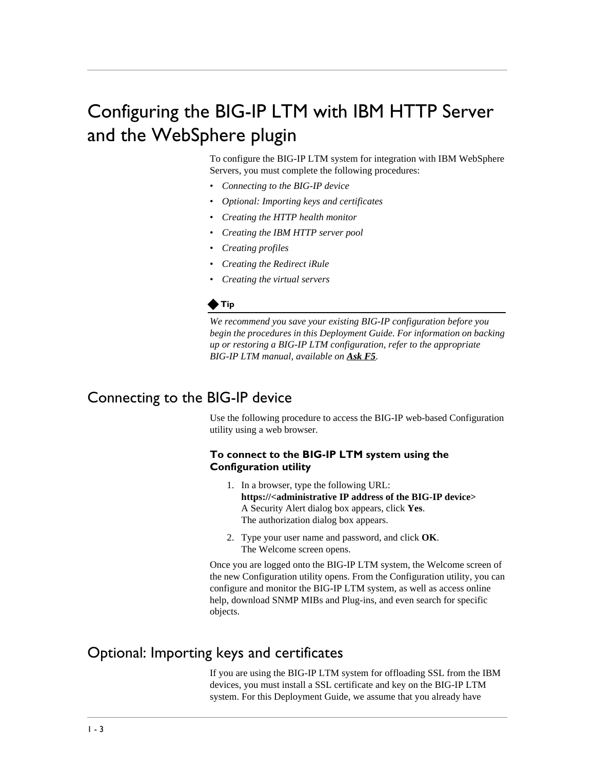# Configuring the BIG-IP LTM with IBM HTTP Server and the WebSphere plugin

To configure the BIG-IP LTM system for integration with IBM WebSphere Servers, you must complete the following procedures:

- *Connecting to the BIG-IP device*
- *Optional: Importing keys and certificates*
- *Creating the HTTP health monitor*
- *Creating the IBM HTTP server pool*
- *Creating profiles*
- *Creating the Redirect iRule*
- *Creating the virtual servers*

**Tip**

*We recommend you save your existing BIG-IP configuration before you begin the procedures in this Deployment Guide. For information on backing up or restoring a BIG-IP LTM configuration, refer to the appropriate BIG-IP LTM manual, available on* ***Ask F5****.*

## Connecting to the BIG-IP device

Use the following procedure to access the BIG-IP web-based Configuration utility using a web browser.

### To connect to the BIG-IP LTM system using the Configuration utility

1. In a browser, type the following URL:
   **https://<administrative IP address of the BIG-IP device>**
   A Security Alert dialog box appears, click **Yes**.
   The authorization dialog box appears.
2. Type your user name and password, and click **OK**.
   The Welcome screen opens.

Once you are logged onto the BIG-IP LTM system, the Welcome screen of the new Configuration utility opens. From the Configuration utility, you can configure and monitor the BIG-IP LTM system, as well as access online help, download SNMP MIBs and Plug-ins, and even search for specific objects.

## Optional: Importing keys and certificates

If you are using the BIG-IP LTM system for offloading SSL from the IBM devices, you must install a SSL certificate and key on the BIG-IP LTM system. For this Deployment Guide, we assume that you already have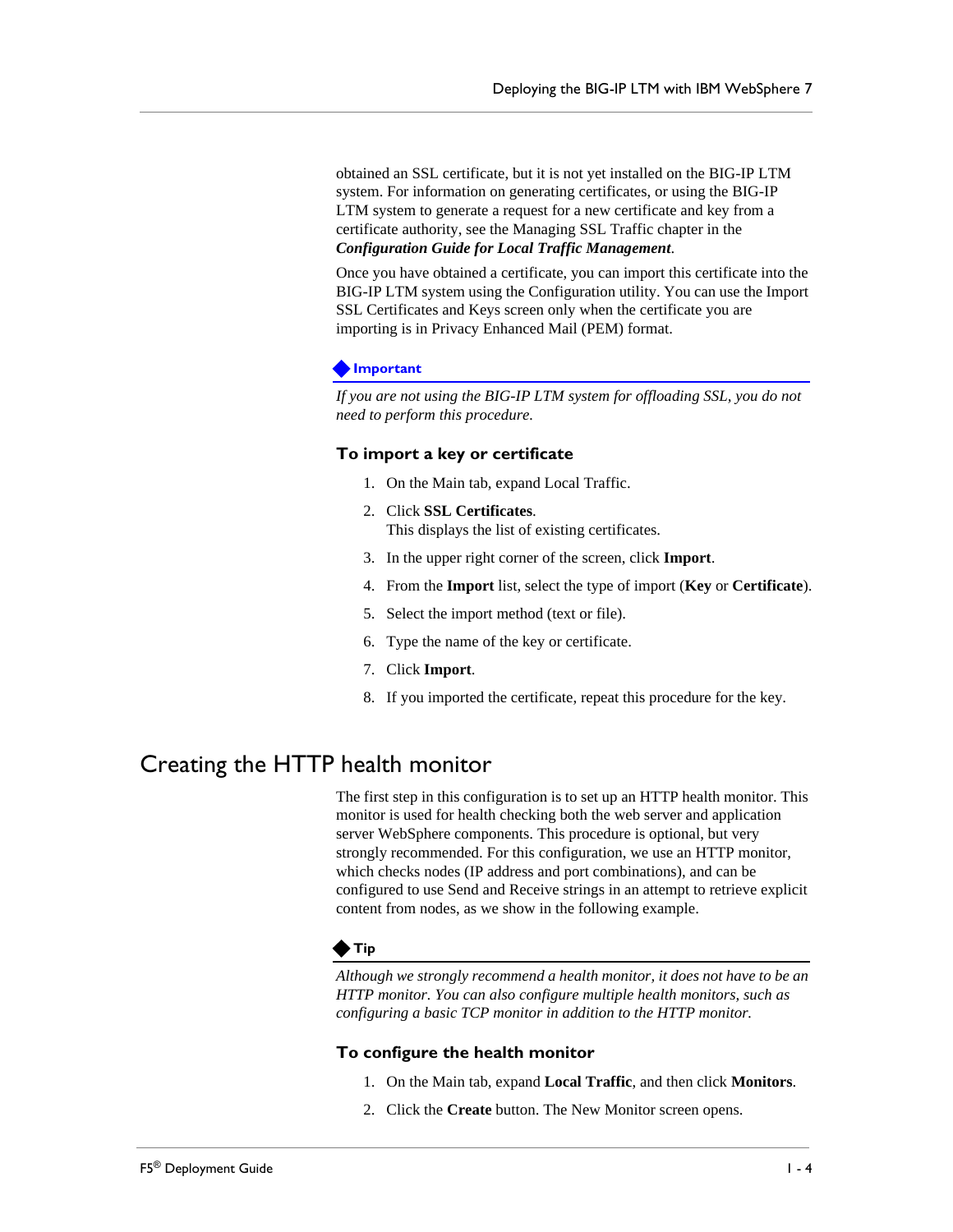obtained an SSL certificate, but it is not yet installed on the BIG-IP LTM system. For information on generating certificates, or using the BIG-IP LTM system to generate a request for a new certificate and key from a certificate authority, see the Managing SSL Traffic chapter in the ***Configuration Guide for Local Traffic Management***.

Once you have obtained a certificate, you can import this certificate into the BIG-IP LTM system using the Configuration utility. You can use the Import SSL Certificates and Keys screen only when the certificate you are importing is in Privacy Enhanced Mail (PEM) format.

**Important**

*If you are not using the BIG-IP LTM system for offloading SSL, you do not need to perform this procedure.*

### To import a key or certificate

1. On the Main tab, expand Local Traffic.
2. Click **SSL Certificates**.
   This displays the list of existing certificates.
3. In the upper right corner of the screen, click **Import**.
4. From the **Import** list, select the type of import (**Key** or **Certificate**).
5. Select the import method (text or file).
6. Type the name of the key or certificate.
7. Click **Import**.
8. If you imported the certificate, repeat this procedure for the key.

## Creating the HTTP health monitor

The first step in this configuration is to set up an HTTP health monitor. This monitor is used for health checking both the web server and application server WebSphere components. This procedure is optional, but very strongly recommended. For this configuration, we use an HTTP monitor, which checks nodes (IP address and port combinations), and can be configured to use Send and Receive strings in an attempt to retrieve explicit content from nodes, as we show in the following example.

**Tip**

*Although we strongly recommend a health monitor, it does not have to be an HTTP monitor. You can also configure multiple health monitors, such as configuring a basic TCP monitor in addition to the HTTP monitor.*

### To configure the health monitor

1. On the Main tab, expand **Local Traffic**, and then click **Monitors**.
2. Click the **Create** button. The New Monitor screen opens.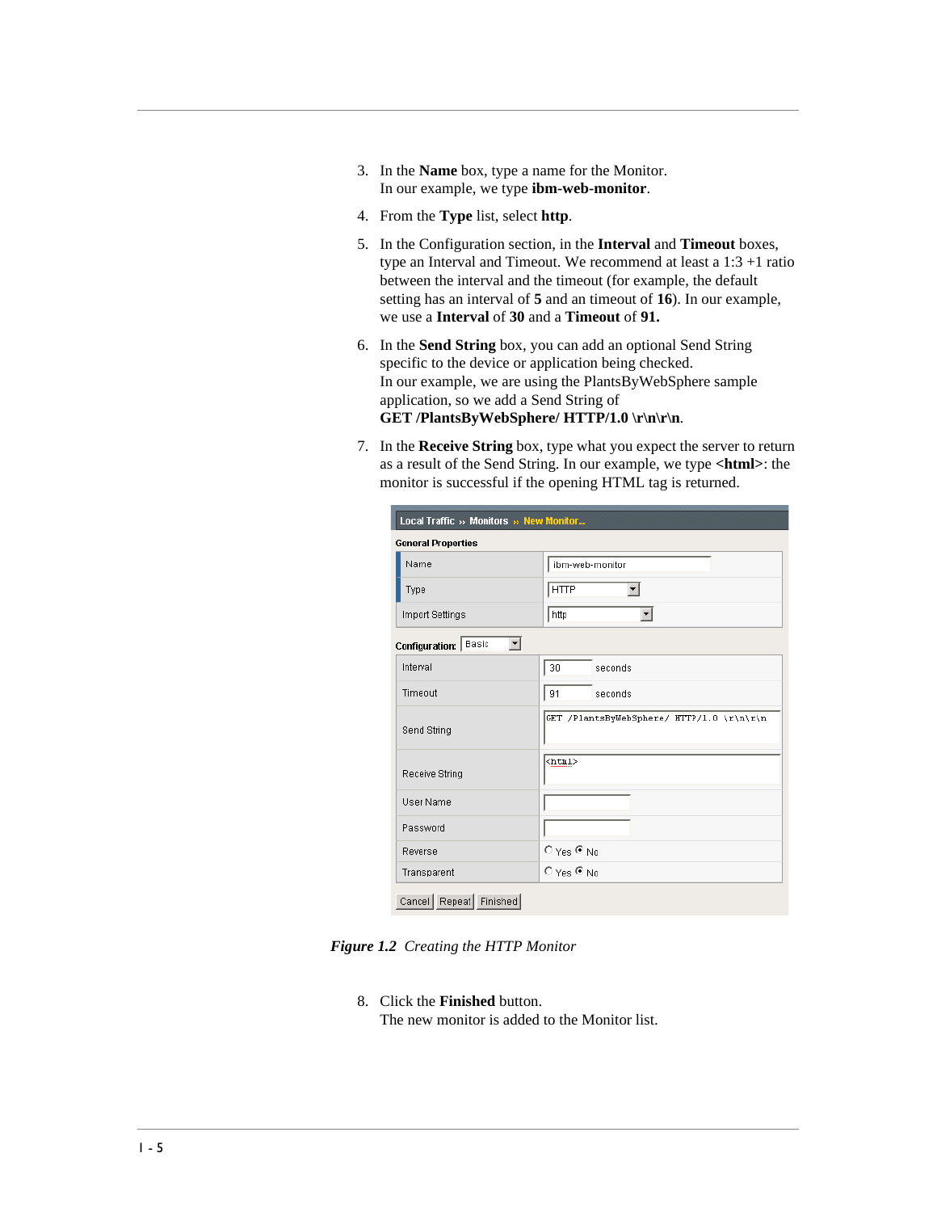3. In the **Name** box, type a name for the Monitor.
   In our example, we type **ibm-web-monitor**.

4. From the **Type** list, select **http**.

5. In the Configuration section, in the **Interval** and **Timeout** boxes, type an Interval and Timeout. We recommend at least a 1:3 +1 ratio between the interval and the timeout (for example, the default setting has an interval of **5** and an timeout of **16**). In our example, we use a **Interval** of **30** and a **Timeout** of **91.**

6. In the **Send String** box, you can add an optional Send String specific to the device or application being checked.
   In our example, we are using the PlantsByWebSphere sample application, so we add a Send String of
   **GET /PlantsByWebSphere/ HTTP/1.0 \r\n\r\n**.

7. In the **Receive String** box, type what you expect the server to return as a result of the Send String. In our example, we type **<html>**: the monitor is successful if the opening HTML tag is returned.

***Figure 1.2*** *Creating the HTTP Monitor*

8. Click the **Finished** button.
   The new monitor is added to the Monitor list.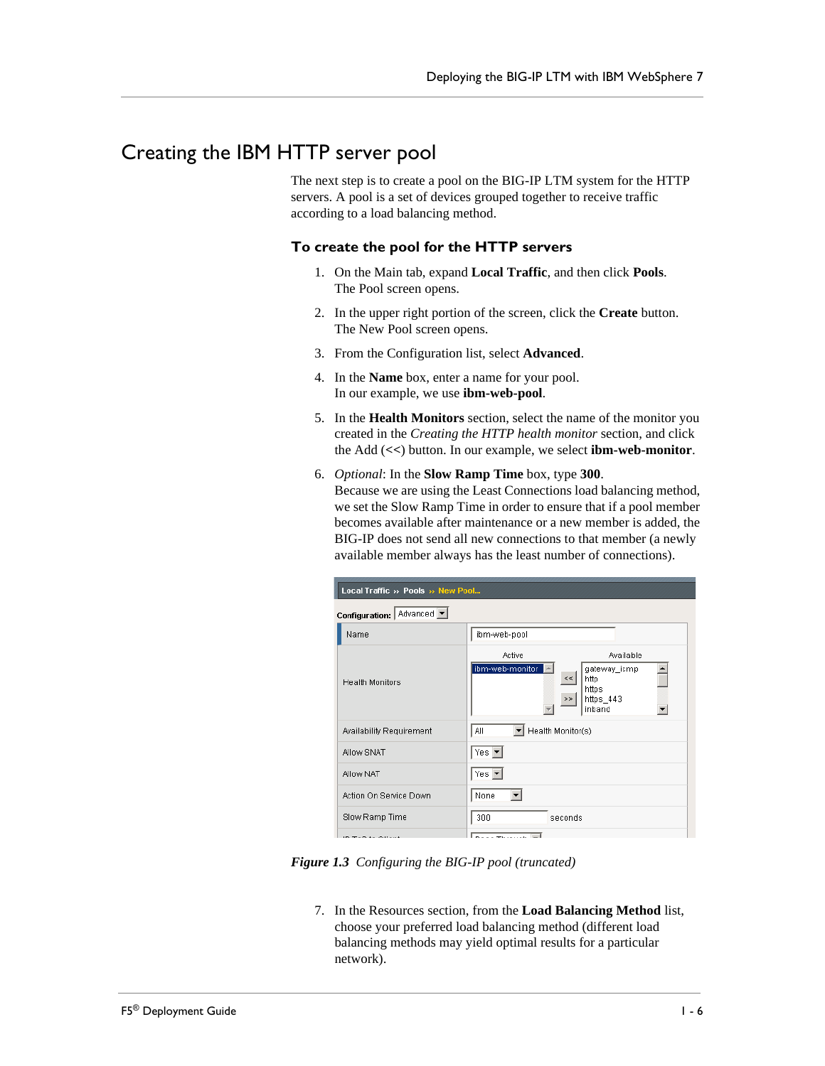## Creating the IBM HTTP server pool

The next step is to create a pool on the BIG-IP LTM system for the HTTP servers. A pool is a set of devices grouped together to receive traffic according to a load balancing method.

### To create the pool for the HTTP servers

1. On the Main tab, expand **Local Traffic**, and then click **Pools**.
   The Pool screen opens.
2. In the upper right portion of the screen, click the **Create** button.
   The New Pool screen opens.
3. From the Configuration list, select **Advanced**.
4. In the **Name** box, enter a name for your pool.
   In our example, we use **ibm-web-pool**.
5. In the **Health Monitors** section, select the name of the monitor you created in the *Creating the HTTP health monitor* section, and click the Add (<<) button. In our example, we select **ibm-web-monitor**.
6. *Optional*: In the **Slow Ramp Time** box, type **300**.
   Because we are using the Least Connections load balancing method, we set the Slow Ramp Time in order to ensure that if a pool member becomes available after maintenance or a new member is added, the BIG-IP does not send all new connections to that member (a newly available member always has the least number of connections).

*Figure 1.3 Configuring the BIG-IP pool (truncated)*

7. In the Resources section, from the **Load Balancing Method** list, choose your preferred load balancing method (different load balancing methods may yield optimal results for a particular network).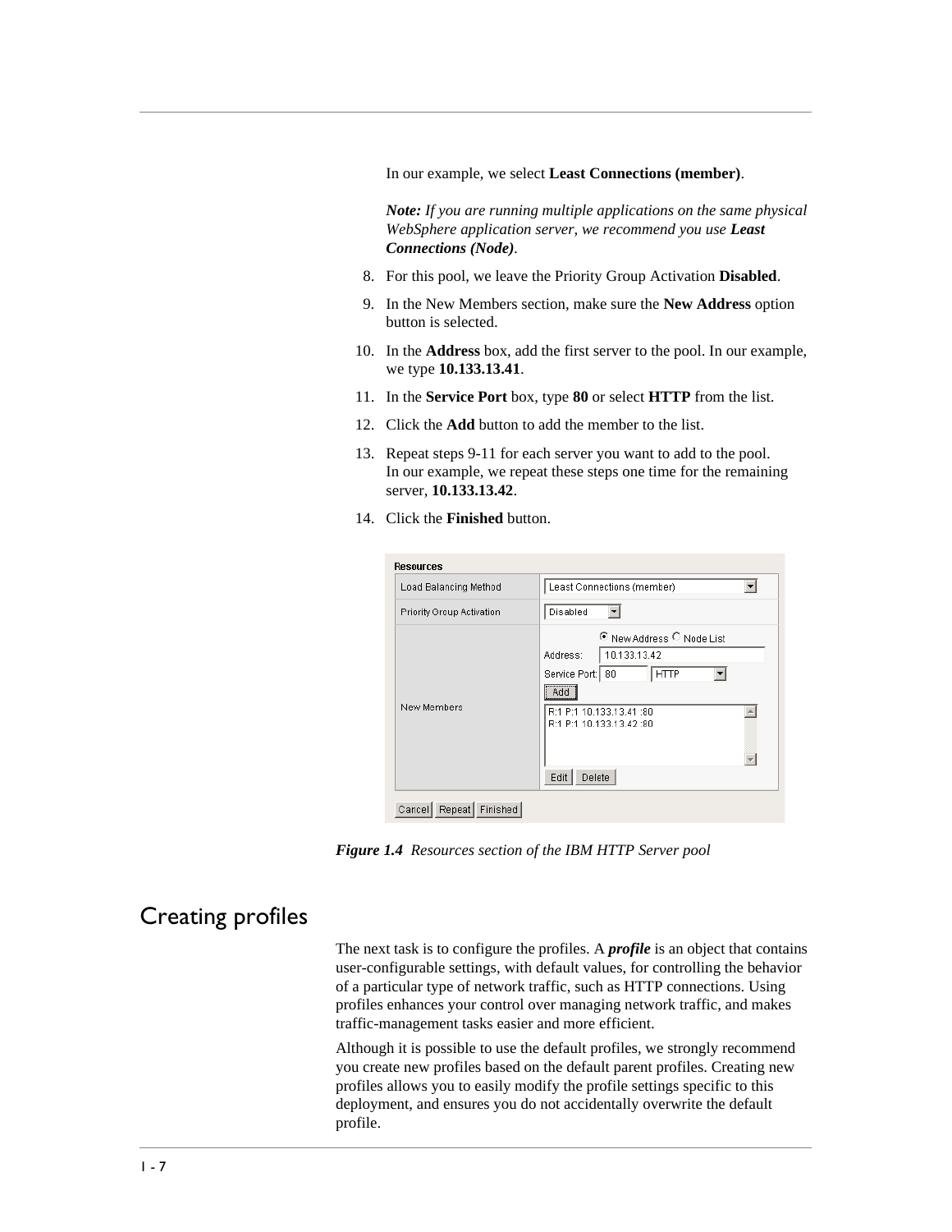In our example, we select **Least Connections (member)**.

***Note:*** *If you are running multiple applications on the same physical WebSphere application server, we recommend you use **Least Connections (Node)**.*

8. For this pool, we leave the Priority Group Activation **Disabled**.
9. In the New Members section, make sure the **New Address** option button is selected.
10. In the **Address** box, add the first server to the pool. In our example, we type **10.133.13.41**.
11. In the **Service Port** box, type **80** or select **HTTP** from the list.
12. Click the **Add** button to add the member to the list.
13. Repeat steps 9-11 for each server you want to add to the pool.
    In our example, we repeat these steps one time for the remaining server, **10.133.13.42**.
14. Click the **Finished** button.

***Figure 1.4*** *Resources section of the IBM HTTP Server pool*

## Creating profiles

The next task is to configure the profiles. A ***profile*** is an object that contains user-configurable settings, with default values, for controlling the behavior of a particular type of network traffic, such as HTTP connections. Using profiles enhances your control over managing network traffic, and makes traffic-management tasks easier and more efficient.

Although it is possible to use the default profiles, we strongly recommend you create new profiles based on the default parent profiles. Creating new profiles allows you to easily modify the profile settings specific to this deployment, and ensures you do not accidentally overwrite the default profile.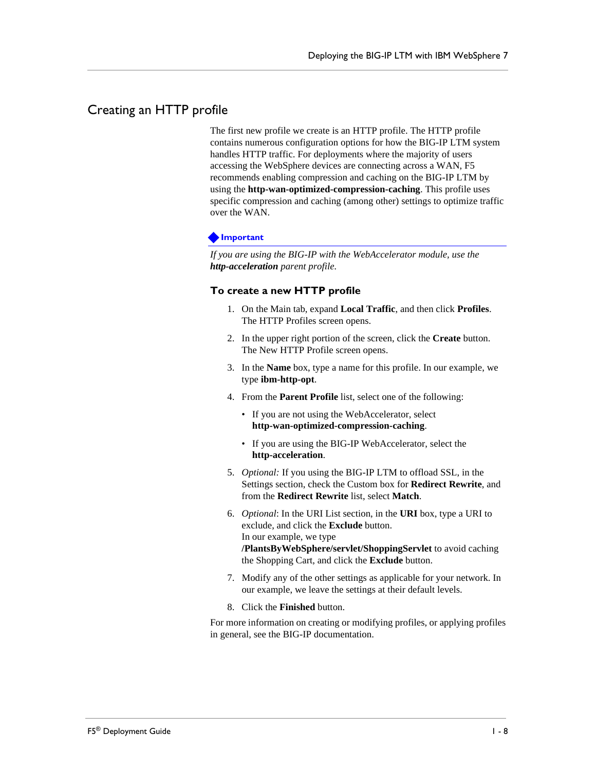## Creating an HTTP profile

The first new profile we create is an HTTP profile. The HTTP profile contains numerous configuration options for how the BIG-IP LTM system handles HTTP traffic. For deployments where the majority of users accessing the WebSphere devices are connecting across a WAN, F5 recommends enabling compression and caching on the BIG-IP LTM by using the **http-wan-optimized-compression-caching**. This profile uses specific compression and caching (among other) settings to optimize traffic over the WAN.

**Important**

*If you are using the BIG-IP with the WebAccelerator module, use the **http-acceleration** parent profile.*

### To create a new HTTP profile

1. On the Main tab, expand **Local Traffic**, and then click **Profiles**. The HTTP Profiles screen opens.
2. In the upper right portion of the screen, click the **Create** button. The New HTTP Profile screen opens.
3. In the **Name** box, type a name for this profile. In our example, we type **ibm-http-opt**.
4. From the **Parent Profile** list, select one of the following:
   - If you are not using the WebAccelerator, select **http-wan-optimized-compression-caching**.
   - If you are using the BIG-IP WebAccelerator, select the **http-acceleration**.
5. *Optional:* If you using the BIG-IP LTM to offload SSL, in the Settings section, check the Custom box for **Redirect Rewrite**, and from the **Redirect Rewrite** list, select **Match**.
6. *Optional*: In the URI List section, in the **URI** box, type a URI to exclude, and click the **Exclude** button.
   In our example, we type **/PlantsByWebSphere/servlet/ShoppingServlet** to avoid caching the Shopping Cart, and click the **Exclude** button.
7. Modify any of the other settings as applicable for your network. In our example, we leave the settings at their default levels.
8. Click the **Finished** button.

For more information on creating or modifying profiles, or applying profiles in general, see the BIG-IP documentation.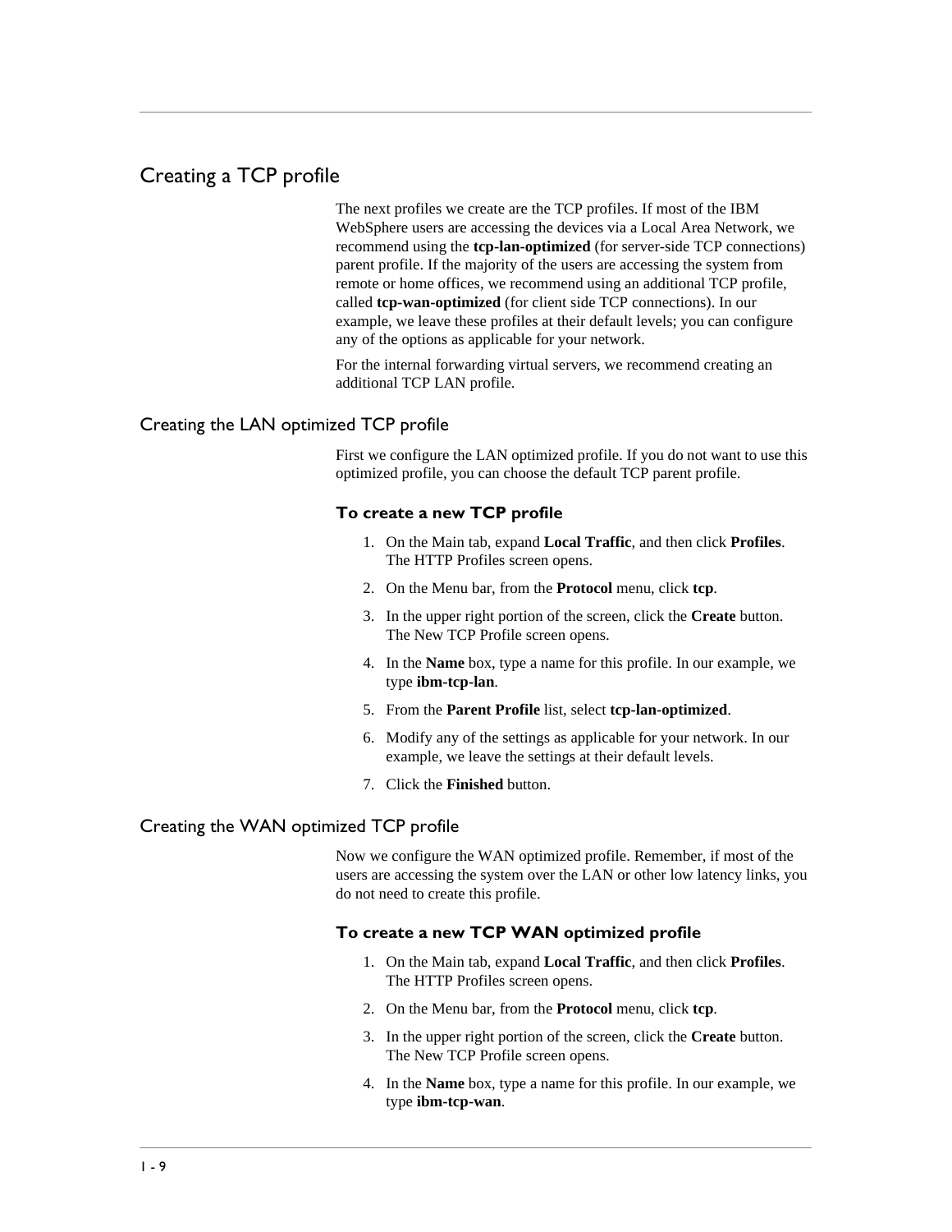## Creating a TCP profile

The next profiles we create are the TCP profiles. If most of the IBM WebSphere users are accessing the devices via a Local Area Network, we recommend using the **tcp-lan-optimized** (for server-side TCP connections) parent profile. If the majority of the users are accessing the system from remote or home offices, we recommend using an additional TCP profile, called **tcp-wan-optimized** (for client side TCP connections). In our example, we leave these profiles at their default levels; you can configure any of the options as applicable for your network.

For the internal forwarding virtual servers, we recommend creating an additional TCP LAN profile.

### Creating the LAN optimized TCP profile

First we configure the LAN optimized profile. If you do not want to use this optimized profile, you can choose the default TCP parent profile.

#### To create a new TCP profile

1. On the Main tab, expand **Local Traffic**, and then click **Profiles**. The HTTP Profiles screen opens.
2. On the Menu bar, from the **Protocol** menu, click **tcp**.
3. In the upper right portion of the screen, click the **Create** button. The New TCP Profile screen opens.
4. In the **Name** box, type a name for this profile. In our example, we type **ibm-tcp-lan**.
5. From the **Parent Profile** list, select **tcp-lan-optimized**.
6. Modify any of the settings as applicable for your network. In our example, we leave the settings at their default levels.
7. Click the **Finished** button.

### Creating the WAN optimized TCP profile

Now we configure the WAN optimized profile. Remember, if most of the users are accessing the system over the LAN or other low latency links, you do not need to create this profile.

#### To create a new TCP WAN optimized profile

1. On the Main tab, expand **Local Traffic**, and then click **Profiles**. The HTTP Profiles screen opens.
2. On the Menu bar, from the **Protocol** menu, click **tcp**.
3. In the upper right portion of the screen, click the **Create** button. The New TCP Profile screen opens.
4. In the **Name** box, type a name for this profile. In our example, we type **ibm-tcp-wan**.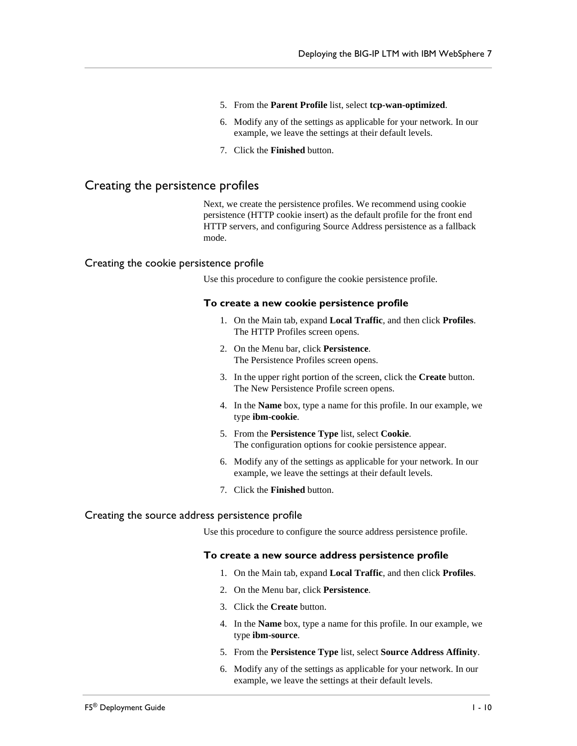5. From the **Parent Profile** list, select **tcp-wan-optimized**.
6. Modify any of the settings as applicable for your network. In our example, we leave the settings at their default levels.
7. Click the **Finished** button.

## Creating the persistence profiles

Next, we create the persistence profiles. We recommend using cookie persistence (HTTP cookie insert) as the default profile for the front end HTTP servers, and configuring Source Address persistence as a fallback mode.

### Creating the cookie persistence profile

Use this procedure to configure the cookie persistence profile.

#### To create a new cookie persistence profile

1. On the Main tab, expand **Local Traffic**, and then click **Profiles**.
   The HTTP Profiles screen opens.
2. On the Menu bar, click **Persistence**.
   The Persistence Profiles screen opens.
3. In the upper right portion of the screen, click the **Create** button.
   The New Persistence Profile screen opens.
4. In the **Name** box, type a name for this profile. In our example, we type **ibm-cookie**.
5. From the **Persistence Type** list, select **Cookie**.
   The configuration options for cookie persistence appear.
6. Modify any of the settings as applicable for your network. In our example, we leave the settings at their default levels.
7. Click the **Finished** button.

### Creating the source address persistence profile

Use this procedure to configure the source address persistence profile.

#### To create a new source address persistence profile

1. On the Main tab, expand **Local Traffic**, and then click **Profiles**.
2. On the Menu bar, click **Persistence**.
3. Click the **Create** button.
4. In the **Name** box, type a name for this profile. In our example, we type **ibm-source**.
5. From the **Persistence Type** list, select **Source Address Affinity**.
6. Modify any of the settings as applicable for your network. In our example, we leave the settings at their default levels.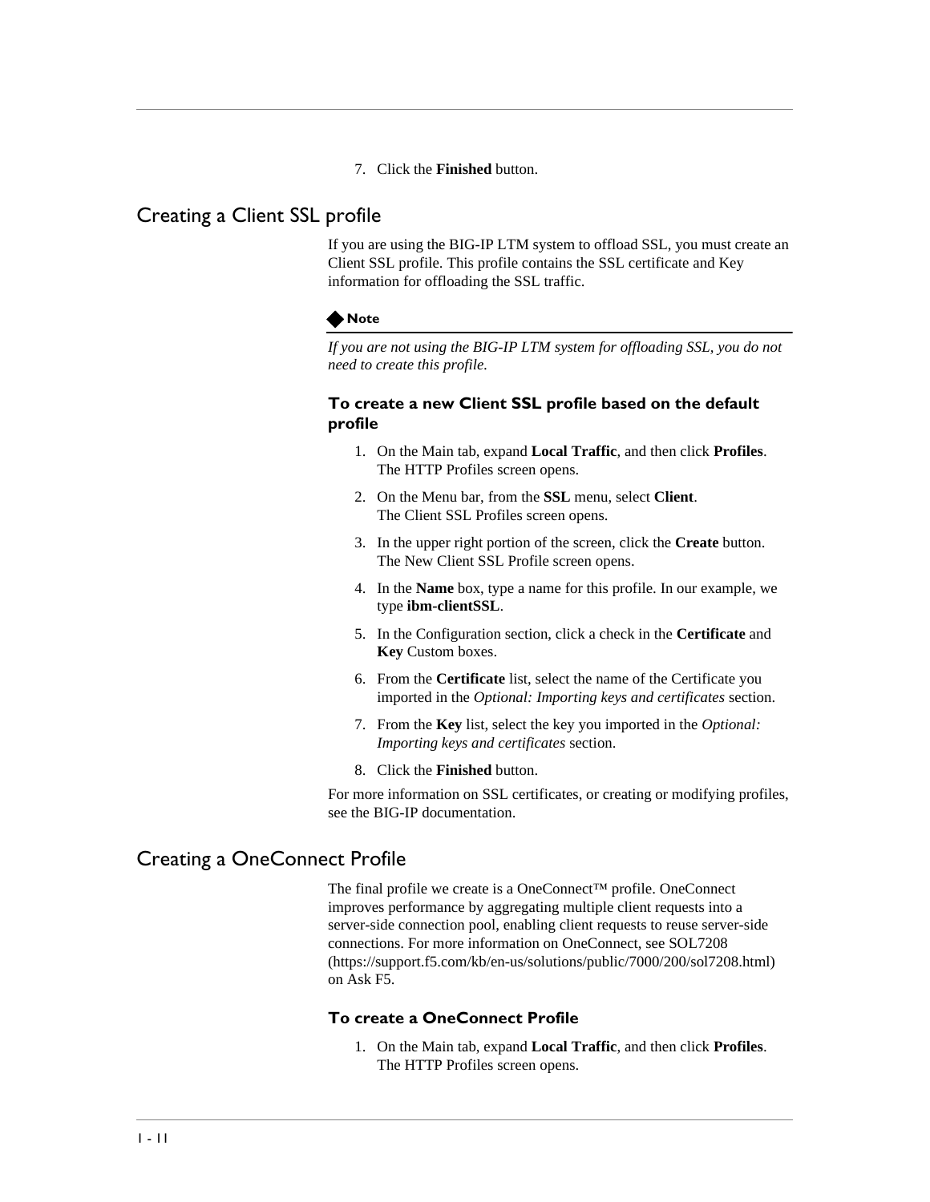7. Click the **Finished** button.

## Creating a Client SSL profile

If you are using the BIG-IP LTM system to offload SSL, you must create an Client SSL profile. This profile contains the SSL certificate and Key information for offloading the SSL traffic.

**Note**

*If you are not using the BIG-IP LTM system for offloading SSL, you do not need to create this profile.*

### To create a new Client SSL profile based on the default profile

1. On the Main tab, expand **Local Traffic**, and then click **Profiles**. The HTTP Profiles screen opens.
2. On the Menu bar, from the **SSL** menu, select **Client**. The Client SSL Profiles screen opens.
3. In the upper right portion of the screen, click the **Create** button. The New Client SSL Profile screen opens.
4. In the **Name** box, type a name for this profile. In our example, we type **ibm-clientSSL**.
5. In the Configuration section, click a check in the **Certificate** and **Key** Custom boxes.
6. From the **Certificate** list, select the name of the Certificate you imported in the *Optional: Importing keys and certificates* section.
7. From the **Key** list, select the key you imported in the *Optional: Importing keys and certificates* section.
8. Click the **Finished** button.

For more information on SSL certificates, or creating or modifying profiles, see the BIG-IP documentation.

## Creating a OneConnect Profile

The final profile we create is a OneConnect™ profile. OneConnect improves performance by aggregating multiple client requests into a server-side connection pool, enabling client requests to reuse server-side connections. For more information on OneConnect, see SOL7208 (https://support.f5.com/kb/en-us/solutions/public/7000/200/sol7208.html) on Ask F5.

### To create a OneConnect Profile

1. On the Main tab, expand **Local Traffic**, and then click **Profiles**. The HTTP Profiles screen opens.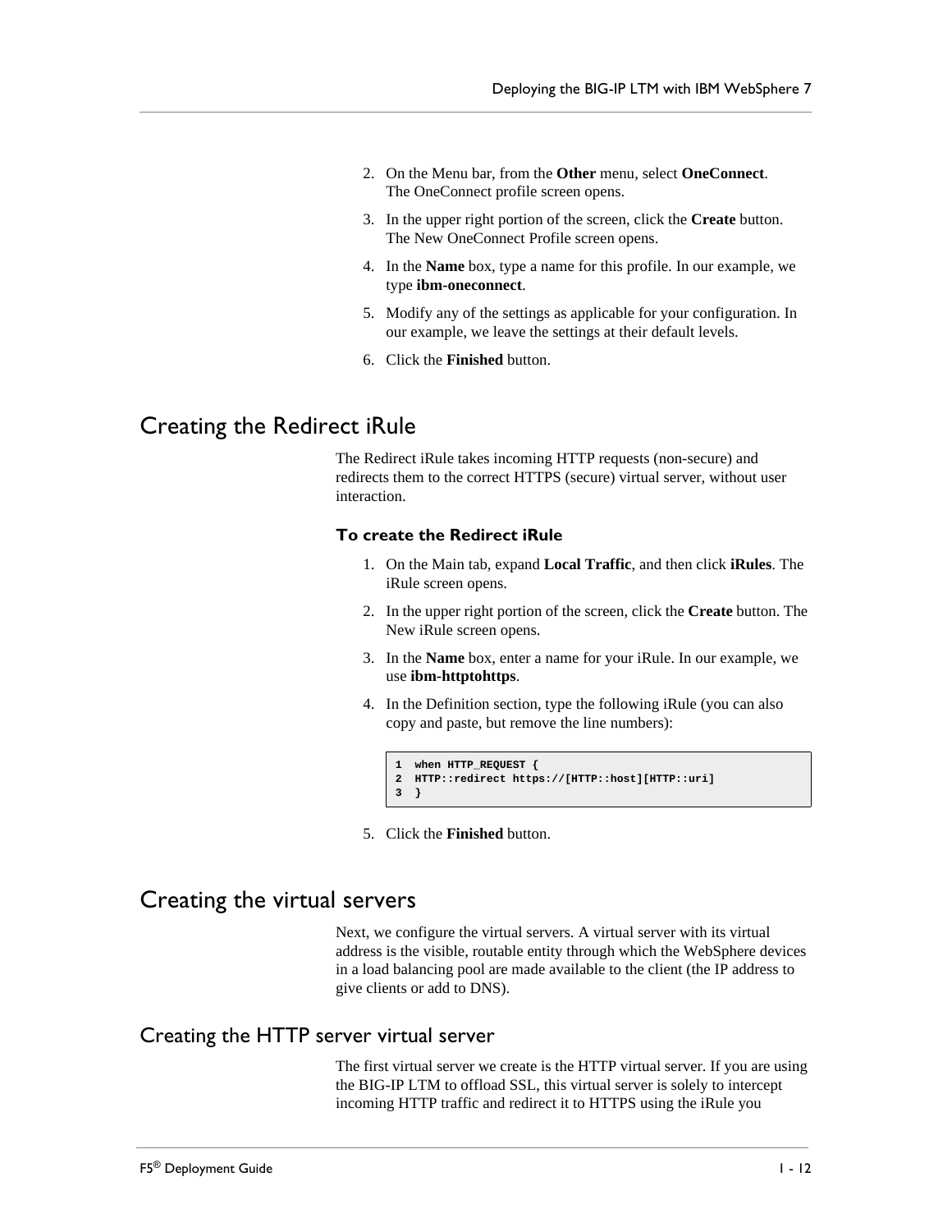2. On the Menu bar, from the **Other** menu, select **OneConnect**. The OneConnect profile screen opens.
3. In the upper right portion of the screen, click the **Create** button. The New OneConnect Profile screen opens.
4. In the **Name** box, type a name for this profile. In our example, we type **ibm-oneconnect**.
5. Modify any of the settings as applicable for your configuration. In our example, we leave the settings at their default levels.
6. Click the **Finished** button.

## Creating the Redirect iRule

The Redirect iRule takes incoming HTTP requests (non-secure) and redirects them to the correct HTTPS (secure) virtual server, without user interaction.

### To create the Redirect iRule

1. On the Main tab, expand **Local Traffic**, and then click **iRules**. The iRule screen opens.
2. In the upper right portion of the screen, click the **Create** button. The New iRule screen opens.
3. In the **Name** box, enter a name for your iRule. In our example, we use **ibm-httptohttps**.
4. In the Definition section, type the following iRule (you can also copy and paste, but remove the line numbers):

```
1  when HTTP_REQUEST {
2  HTTP::redirect https://[HTTP::host][HTTP::uri]
3  }
```

5. Click the **Finished** button.

## Creating the virtual servers

Next, we configure the virtual servers. A virtual server with its virtual address is the visible, routable entity through which the WebSphere devices in a load balancing pool are made available to the client (the IP address to give clients or add to DNS).

## Creating the HTTP server virtual server

The first virtual server we create is the HTTP virtual server. If you are using the BIG-IP LTM to offload SSL, this virtual server is solely to intercept incoming HTTP traffic and redirect it to HTTPS using the iRule you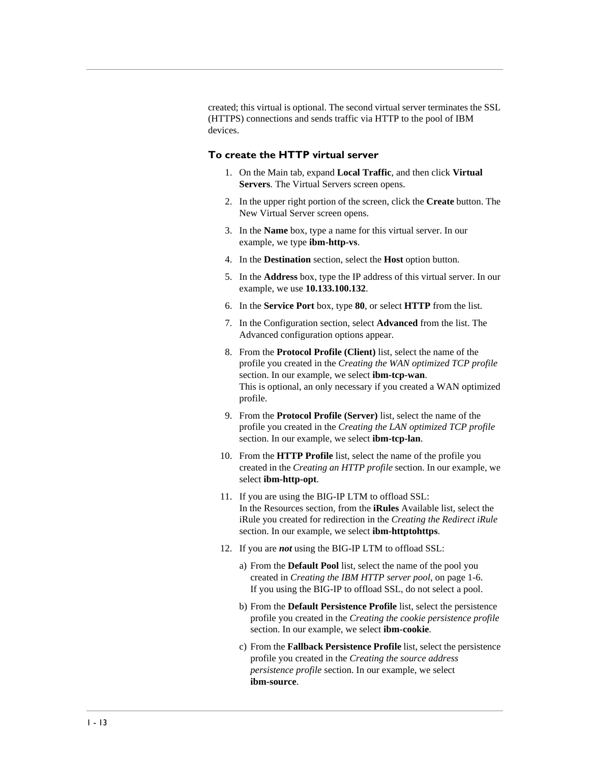created; this virtual is optional. The second virtual server terminates the SSL (HTTPS) connections and sends traffic via HTTP to the pool of IBM devices.

### To create the HTTP virtual server

1. On the Main tab, expand **Local Traffic**, and then click **Virtual Servers**. The Virtual Servers screen opens.
2. In the upper right portion of the screen, click the **Create** button. The New Virtual Server screen opens.
3. In the **Name** box, type a name for this virtual server. In our example, we type **ibm-http-vs**.
4. In the **Destination** section, select the **Host** option button.
5. In the **Address** box, type the IP address of this virtual server. In our example, we use **10.133.100.132**.
6. In the **Service Port** box, type **80**, or select **HTTP** from the list.
7. In the Configuration section, select **Advanced** from the list. The Advanced configuration options appear.
8. From the **Protocol Profile (Client)** list, select the name of the profile you created in the *Creating the WAN optimized TCP profile* section. In our example, we select **ibm-tcp-wan**.
   This is optional, an only necessary if you created a WAN optimized profile.
9. From the **Protocol Profile (Server)** list, select the name of the profile you created in the *Creating the LAN optimized TCP profile* section. In our example, we select **ibm-tcp-lan**.
10. From the **HTTP Profile** list, select the name of the profile you created in the *Creating an HTTP profile* section. In our example, we select **ibm-http-opt**.
11. If you are using the BIG-IP LTM to offload SSL:
    In the Resources section, from the **iRules** Available list, select the iRule you created for redirection in the *Creating the Redirect iRule* section. In our example, we select **ibm-httptohttps**.
12. If you are ***not*** using the BIG-IP LTM to offload SSL:
    a) From the **Default Pool** list, select the name of the pool you created in *Creating the IBM HTTP server pool*, on page 1-6.
       If you using the BIG-IP to offload SSL, do not select a pool.
    b) From the **Default Persistence Profile** list, select the persistence profile you created in the *Creating the cookie persistence profile* section. In our example, we select **ibm-cookie**.
    c) From the **Fallback Persistence Profile** list, select the persistence profile you created in the *Creating the source address persistence profile* section. In our example, we select **ibm-source**.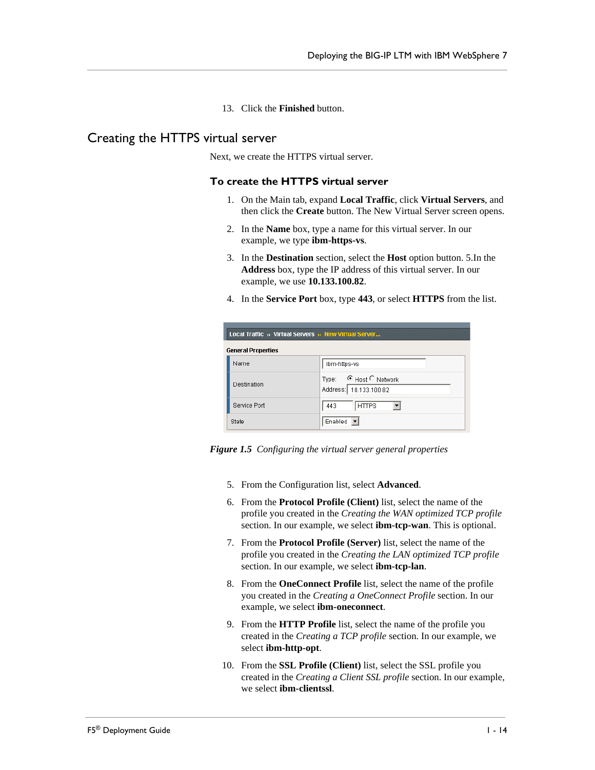13. Click the **Finished** button.

## Creating the HTTPS virtual server

Next, we create the HTTPS virtual server.

### To create the HTTPS virtual server

1. On the Main tab, expand **Local Traffic**, click **Virtual Servers**, and then click the **Create** button. The New Virtual Server screen opens.
2. In the **Name** box, type a name for this virtual server. In our example, we type **ibm-https-vs**.
3. In the **Destination** section, select the **Host** option button. 5.In the **Address** box, type the IP address of this virtual server. In our example, we use **10.133.100.82**.
4. In the **Service Port** box, type **443**, or select **HTTPS** from the list.

*Figure 1.5 Configuring the virtual server general properties*

5. From the Configuration list, select **Advanced**.
6. From the **Protocol Profile (Client)** list, select the name of the profile you created in the *Creating the WAN optimized TCP profile* section. In our example, we select **ibm-tcp-wan**. This is optional.
7. From the **Protocol Profile (Server)** list, select the name of the profile you created in the *Creating the LAN optimized TCP profile* section. In our example, we select **ibm-tcp-lan**.
8. From the **OneConnect Profile** list, select the name of the profile you created in the *Creating a OneConnect Profile* section. In our example, we select **ibm-oneconnect**.
9. From the **HTTP Profile** list, select the name of the profile you created in the *Creating a TCP profile* section. In our example, we select **ibm-http-opt**.
10. From the **SSL Profile (Client)** list, select the SSL profile you created in the *Creating a Client SSL profile* section. In our example, we select **ibm-clientssl**.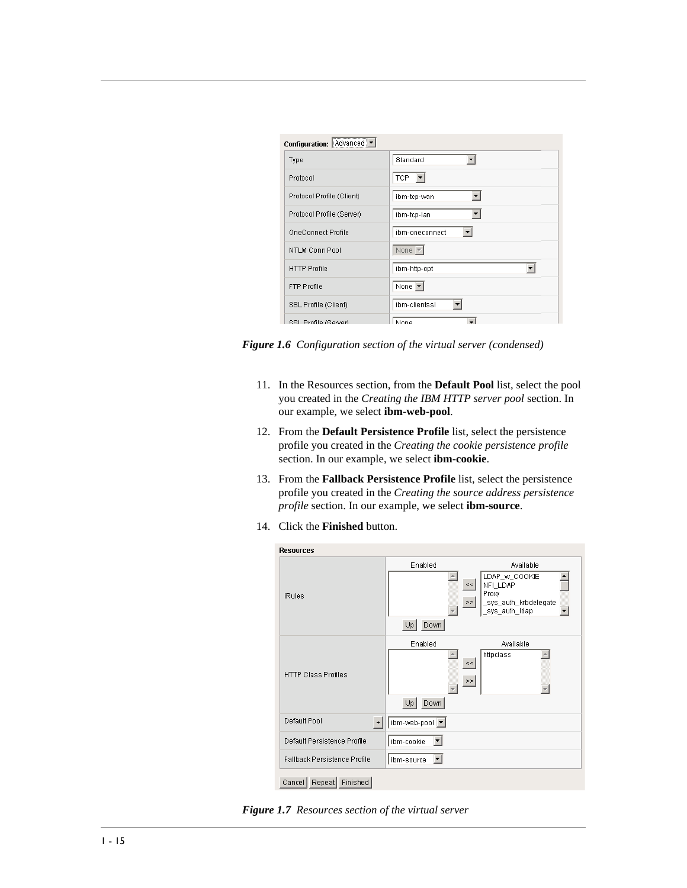*Figure 1.6 Configuration section of the virtual server (condensed)*

11. In the Resources section, from the **Default Pool** list, select the pool you created in the *Creating the IBM HTTP server pool* section. In our example, we select **ibm-web-pool**.

12. From the **Default Persistence Profile** list, select the persistence profile you created in the *Creating the cookie persistence profile* section. In our example, we select **ibm-cookie**.

13. From the **Fallback Persistence Profile** list, select the persistence profile you created in the *Creating the source address persistence profile* section. In our example, we select **ibm-source**.

14. Click the **Finished** button.

*Figure 1.7 Resources section of the virtual server*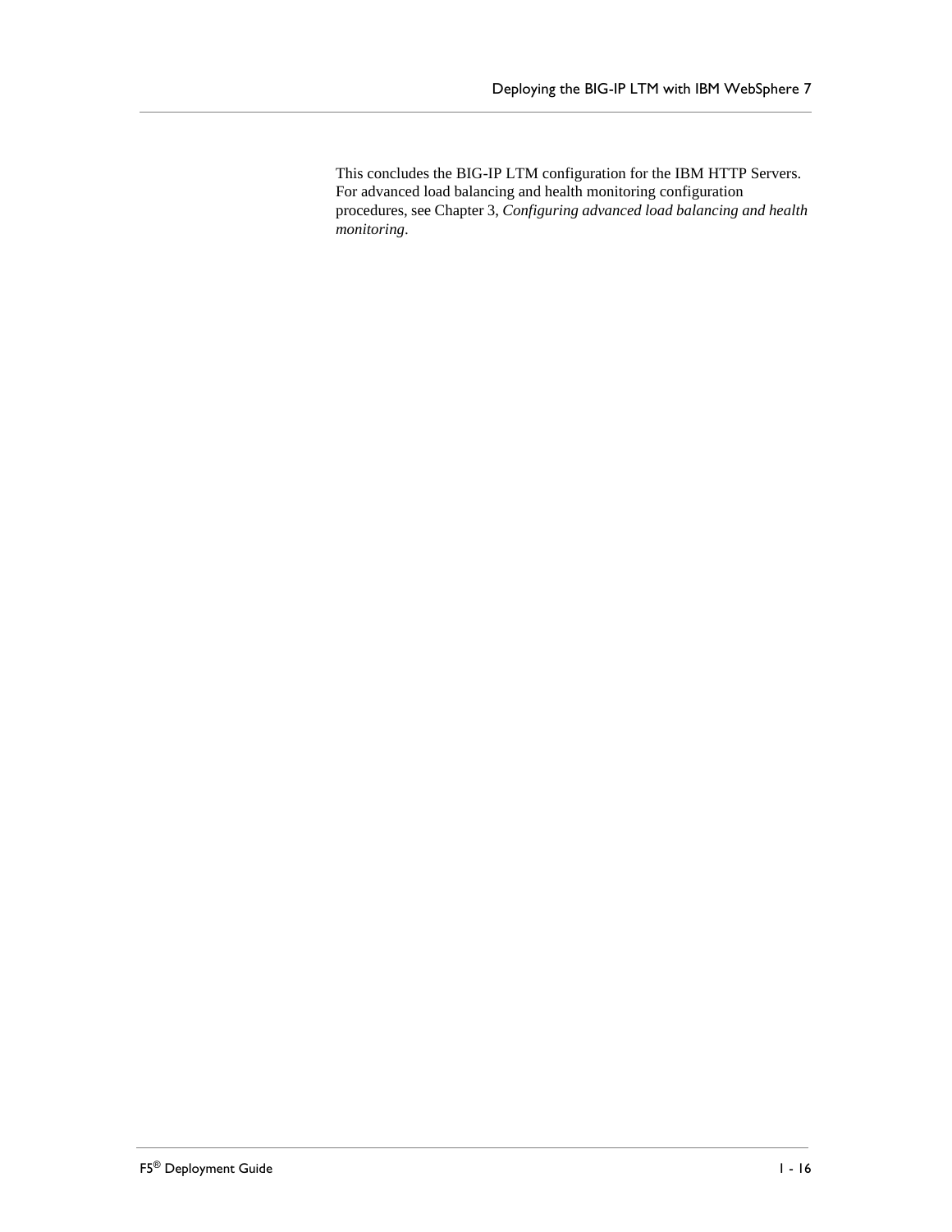This concludes the BIG-IP LTM configuration for the IBM HTTP Servers. For advanced load balancing and health monitoring configuration procedures, see Chapter 3, *Configuring advanced load balancing and health monitoring*.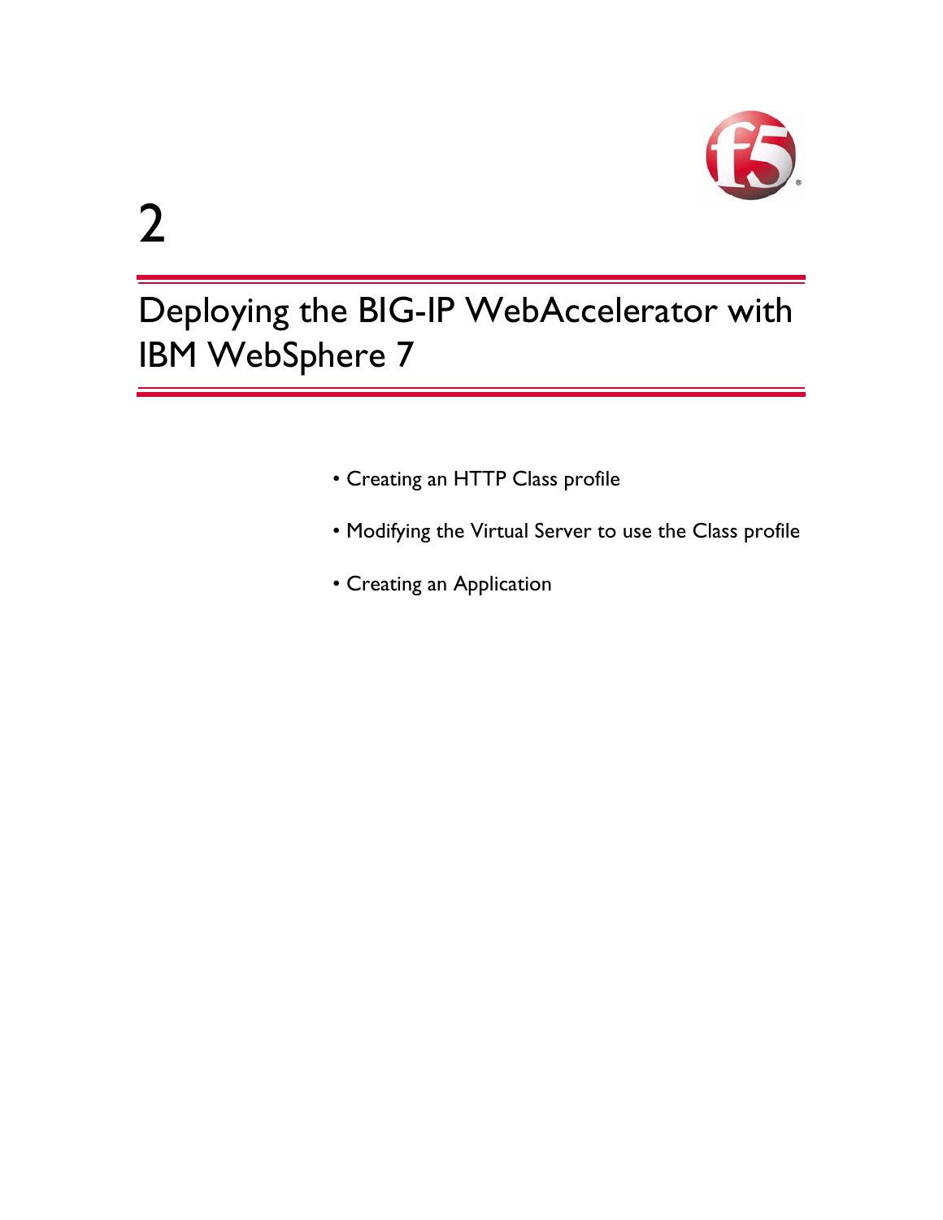2

# Deploying the BIG-IP WebAccelerator with IBM WebSphere 7

- Creating an HTTP Class profile
- Modifying the Virtual Server to use the Class profile
- Creating an Application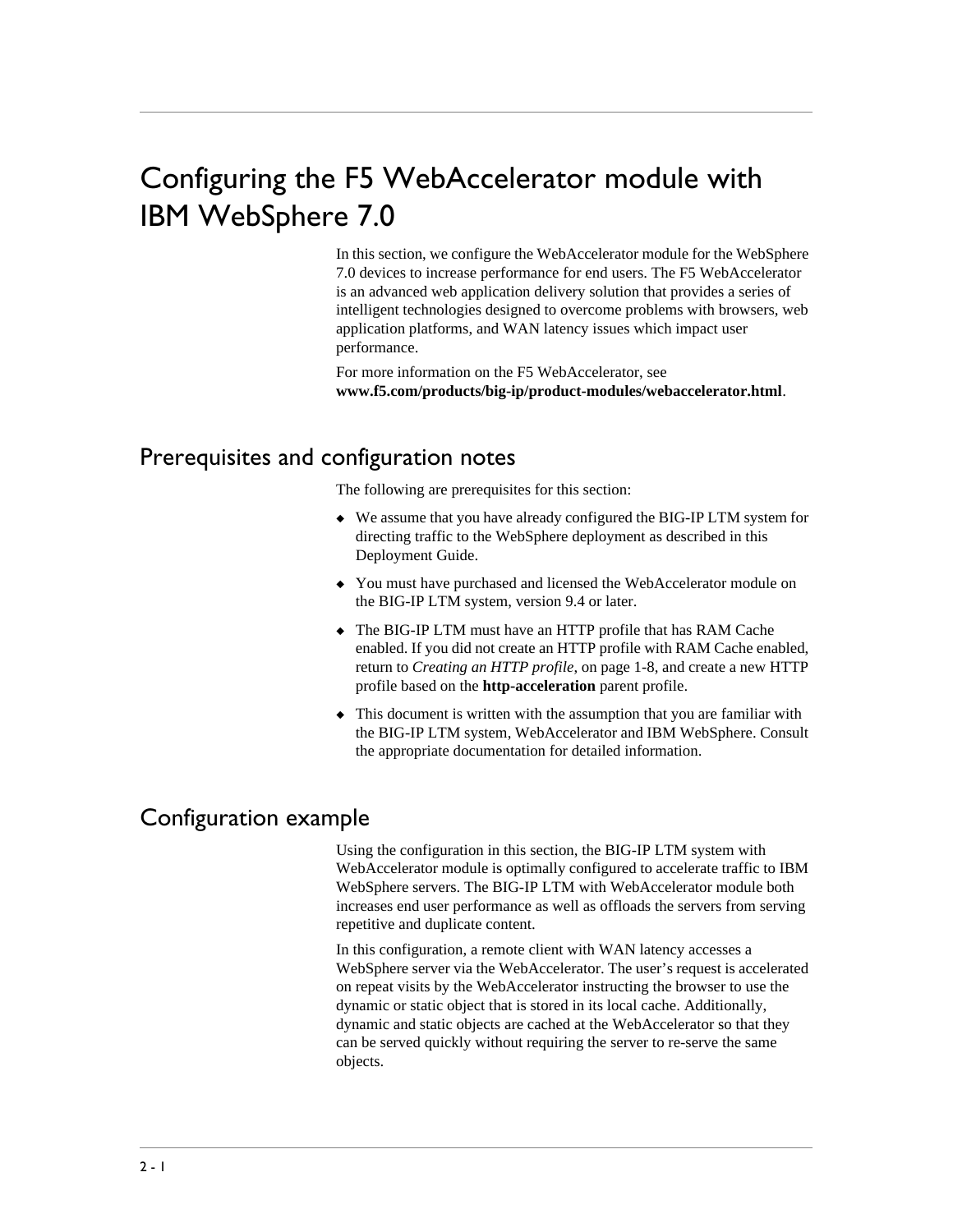# Configuring the F5 WebAccelerator module with IBM WebSphere 7.0

In this section, we configure the WebAccelerator module for the WebSphere 7.0 devices to increase performance for end users. The F5 WebAccelerator is an advanced web application delivery solution that provides a series of intelligent technologies designed to overcome problems with browsers, web application platforms, and WAN latency issues which impact user performance.

For more information on the F5 WebAccelerator, see **www.f5.com/products/big-ip/product-modules/webaccelerator.html**.

## Prerequisites and configuration notes

The following are prerequisites for this section:

- We assume that you have already configured the BIG-IP LTM system for directing traffic to the WebSphere deployment as described in this Deployment Guide.
- You must have purchased and licensed the WebAccelerator module on the BIG-IP LTM system, version 9.4 or later.
- The BIG-IP LTM must have an HTTP profile that has RAM Cache enabled. If you did not create an HTTP profile with RAM Cache enabled, return to *Creating an HTTP profile*, on page 1-8, and create a new HTTP profile based on the **http-acceleration** parent profile.
- This document is written with the assumption that you are familiar with the BIG-IP LTM system, WebAccelerator and IBM WebSphere. Consult the appropriate documentation for detailed information.

## Configuration example

Using the configuration in this section, the BIG-IP LTM system with WebAccelerator module is optimally configured to accelerate traffic to IBM WebSphere servers. The BIG-IP LTM with WebAccelerator module both increases end user performance as well as offloads the servers from serving repetitive and duplicate content.

In this configuration, a remote client with WAN latency accesses a WebSphere server via the WebAccelerator. The user's request is accelerated on repeat visits by the WebAccelerator instructing the browser to use the dynamic or static object that is stored in its local cache. Additionally, dynamic and static objects are cached at the WebAccelerator so that they can be served quickly without requiring the server to re-serve the same objects.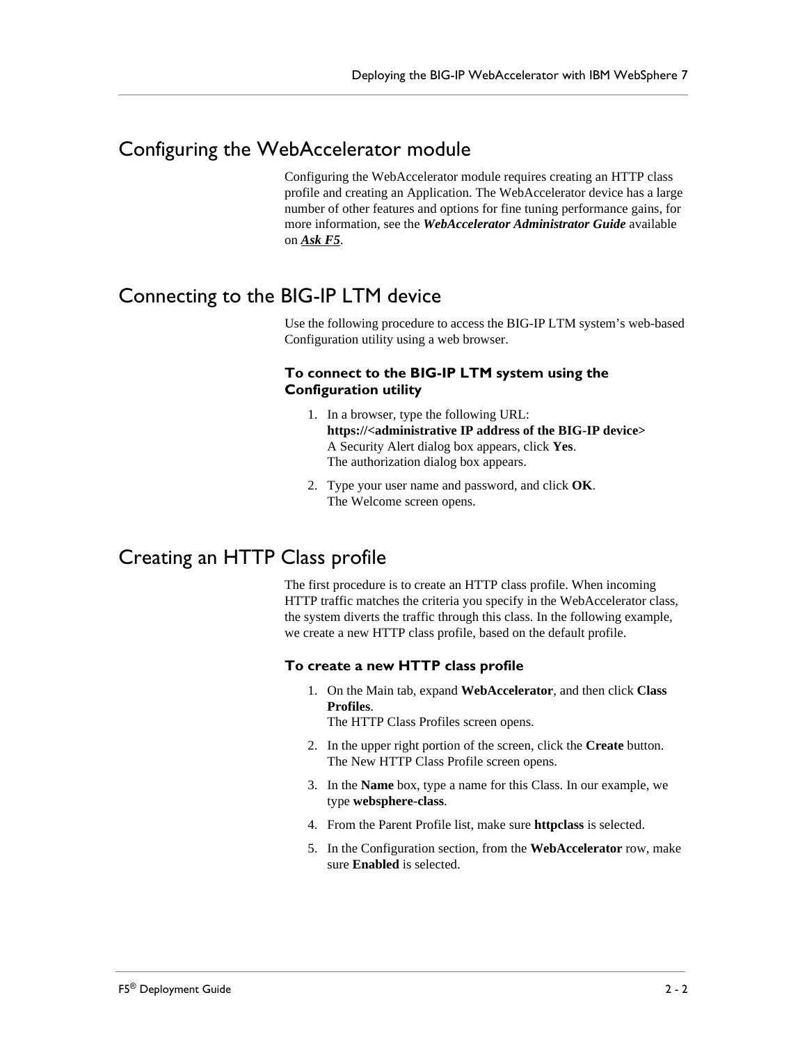## Configuring the WebAccelerator module

Configuring the WebAccelerator module requires creating an HTTP class profile and creating an Application. The WebAccelerator device has a large number of other features and options for fine tuning performance gains, for more information, see the ***WebAccelerator Administrator Guide*** available on ***Ask F5***.

## Connecting to the BIG-IP LTM device

Use the following procedure to access the BIG-IP LTM system's web-based Configuration utility using a web browser.

### To connect to the BIG-IP LTM system using the Configuration utility

1. In a browser, type the following URL:
   **https://<administrative IP address of the BIG-IP device>**
   A Security Alert dialog box appears, click **Yes**.
   The authorization dialog box appears.
2. Type your user name and password, and click **OK**.
   The Welcome screen opens.

## Creating an HTTP Class profile

The first procedure is to create an HTTP class profile. When incoming HTTP traffic matches the criteria you specify in the WebAccelerator class, the system diverts the traffic through this class. In the following example, we create a new HTTP class profile, based on the default profile.

### To create a new HTTP class profile

1. On the Main tab, expand **WebAccelerator**, and then click **Class Profiles**.
   The HTTP Class Profiles screen opens.
2. In the upper right portion of the screen, click the **Create** button.
   The New HTTP Class Profile screen opens.
3. In the **Name** box, type a name for this Class. In our example, we type **websphere-class**.
4. From the Parent Profile list, make sure **httpclass** is selected.
5. In the Configuration section, from the **WebAccelerator** row, make sure **Enabled** is selected.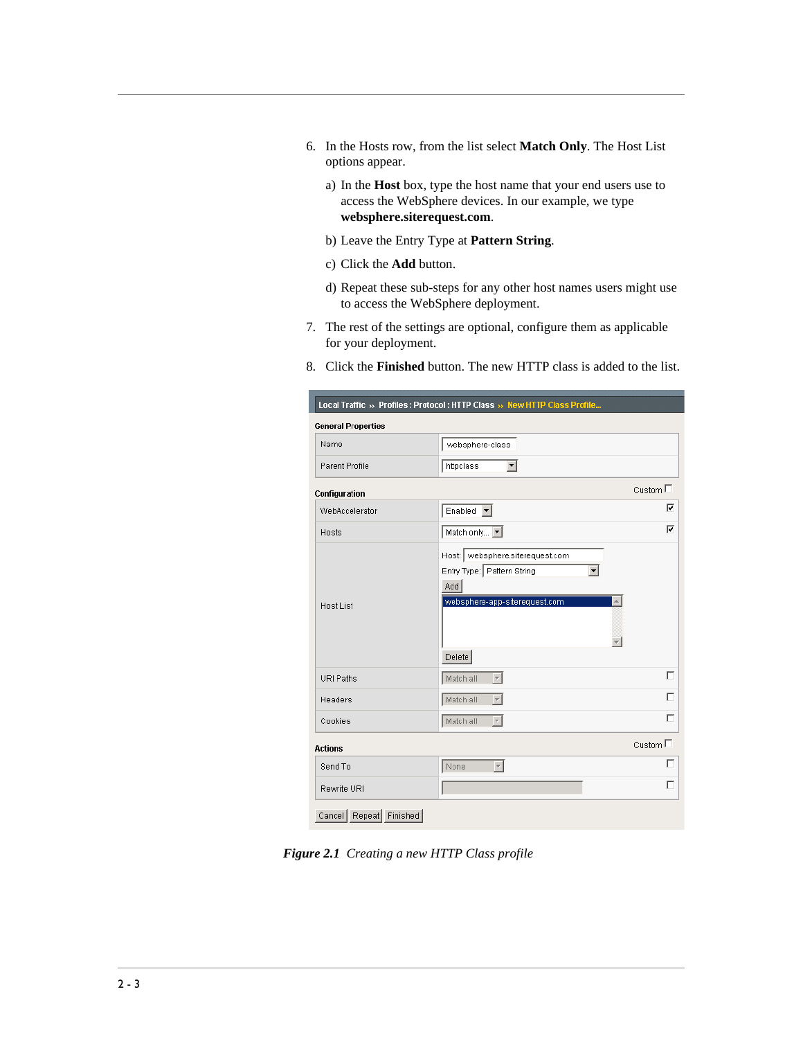6. In the Hosts row, from the list select **Match Only**. The Host List options appear.

   a) In the **Host** box, type the host name that your end users use to access the WebSphere devices. In our example, we type **websphere.siterequest.com**.

   b) Leave the Entry Type at **Pattern String**.

   c) Click the **Add** button.

   d) Repeat these sub-steps for any other host names users might use to access the WebSphere deployment.

7. The rest of the settings are optional, configure them as applicable for your deployment.

8. Click the **Finished** button. The new HTTP class is added to the list.

***Figure 2.1*** *Creating a new HTTP Class profile*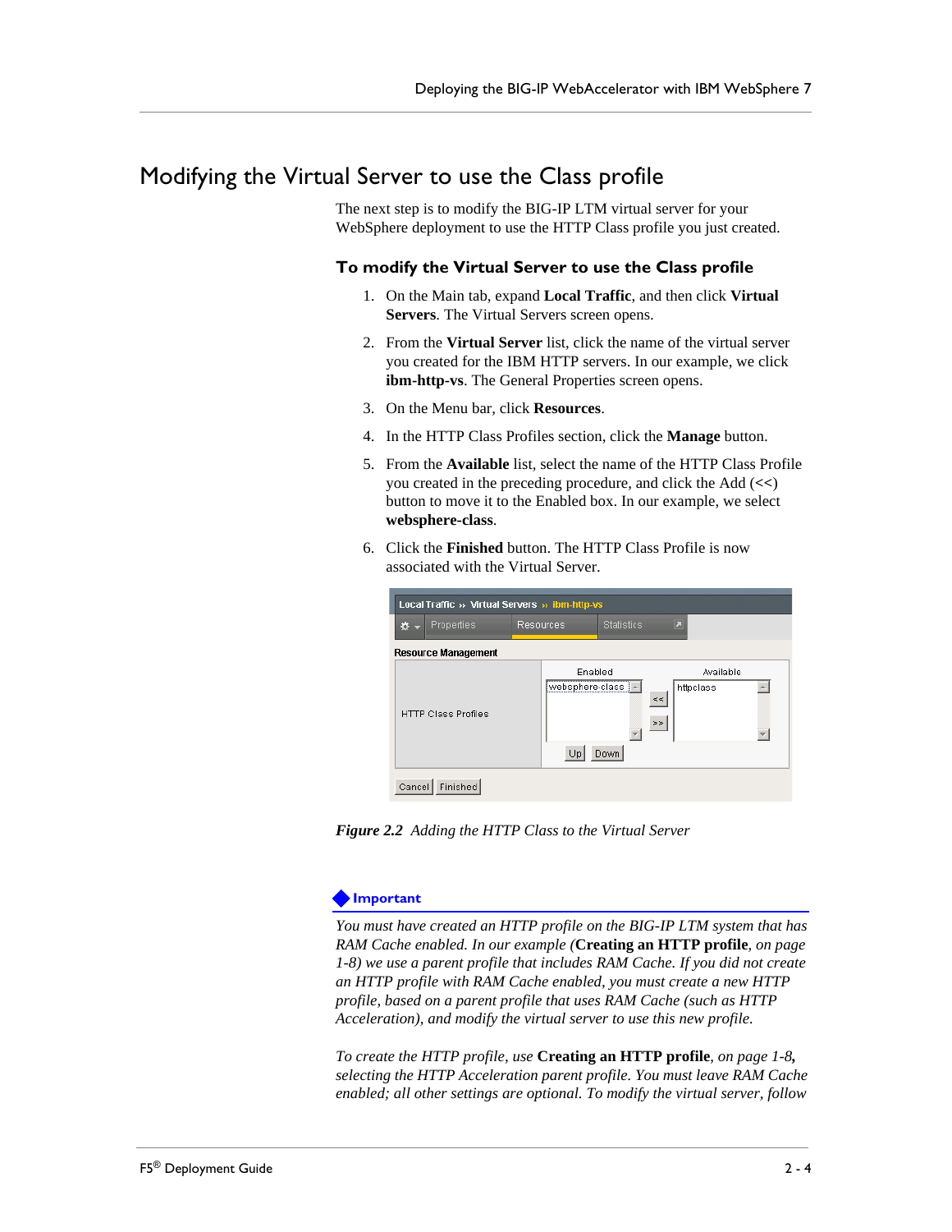# Modifying the Virtual Server to use the Class profile

The next step is to modify the BIG-IP LTM virtual server for your WebSphere deployment to use the HTTP Class profile you just created.

## To modify the Virtual Server to use the Class profile

1. On the Main tab, expand **Local Traffic**, and then click **Virtual Servers**. The Virtual Servers screen opens.
2. From the **Virtual Server** list, click the name of the virtual server you created for the IBM HTTP servers. In our example, we click **ibm-http-vs**. The General Properties screen opens.
3. On the Menu bar, click **Resources**.
4. In the HTTP Class Profiles section, click the **Manage** button.
5. From the **Available** list, select the name of the HTTP Class Profile you created in the preceding procedure, and click the Add (<<) button to move it to the Enabled box. In our example, we select **websphere-class**.
6. Click the **Finished** button. The HTTP Class Profile is now associated with the Virtual Server.

***Figure 2.2*** *Adding the HTTP Class to the Virtual Server*

**Important**

*You must have created an HTTP profile on the BIG-IP LTM system that has RAM Cache enabled. In our example (***Creating an HTTP profile***, on page 1-8) we use a parent profile that includes RAM Cache. If you did not create an HTTP profile with RAM Cache enabled, you must create a new HTTP profile, based on a parent profile that uses RAM Cache (such as HTTP Acceleration), and modify the virtual server to use this new profile.*

*To create the HTTP profile, use* **Creating an HTTP profile***, on page 1-8,* *selecting the HTTP Acceleration parent profile. You must leave RAM Cache enabled; all other settings are optional. To modify the virtual server, follow*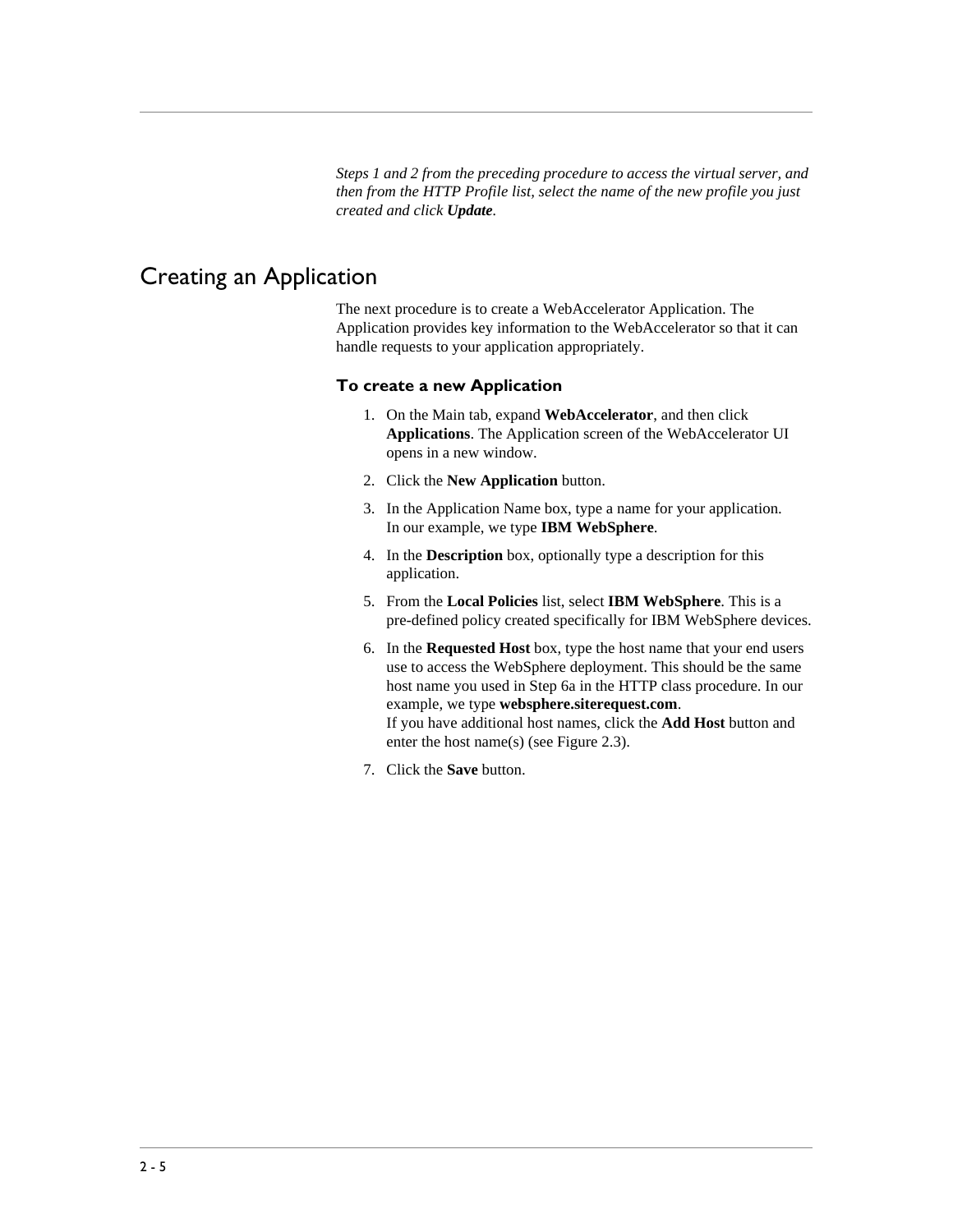*Steps 1 and 2 from the preceding procedure to access the virtual server, and then from the HTTP Profile list, select the name of the new profile you just created and click **Update**.*

# Creating an Application

The next procedure is to create a WebAccelerator Application. The Application provides key information to the WebAccelerator so that it can handle requests to your application appropriately.

### To create a new Application

1. On the Main tab, expand **WebAccelerator**, and then click **Applications**. The Application screen of the WebAccelerator UI opens in a new window.
2. Click the **New Application** button.
3. In the Application Name box, type a name for your application. In our example, we type **IBM WebSphere**.
4. In the **Description** box, optionally type a description for this application.
5. From the **Local Policies** list, select **IBM WebSphere**. This is a pre-defined policy created specifically for IBM WebSphere devices.
6. In the **Requested Host** box, type the host name that your end users use to access the WebSphere deployment. This should be the same host name you used in Step 6a in the HTTP class procedure. In our example, we type **websphere.siterequest.com**.
   If you have additional host names, click the **Add Host** button and enter the host name(s) (see Figure 2.3).
7. Click the **Save** button.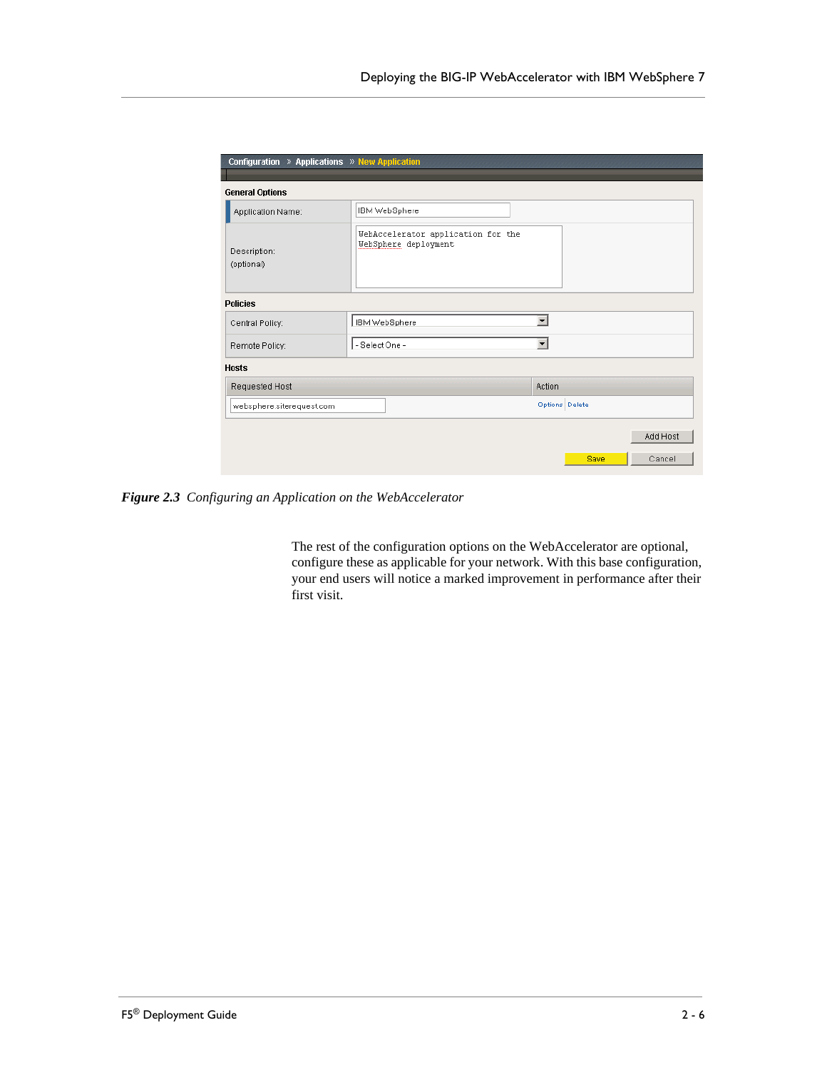*Figure 2.3 Configuring an Application on the WebAccelerator*

The rest of the configuration options on the WebAccelerator are optional, configure these as applicable for your network. With this base configuration, your end users will notice a marked improvement in performance after their first visit.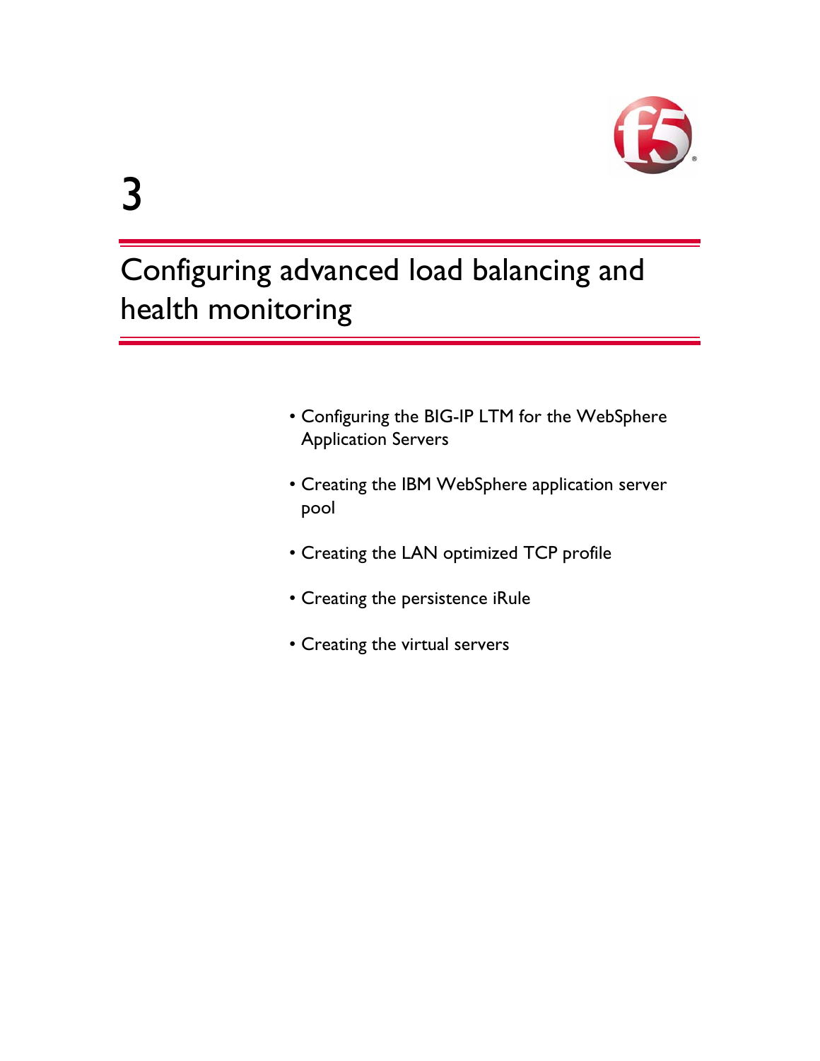3

# Configuring advanced load balancing and health monitoring

- Configuring the BIG-IP LTM for the WebSphere Application Servers
- Creating the IBM WebSphere application server pool
- Creating the LAN optimized TCP profile
- Creating the persistence iRule
- Creating the virtual servers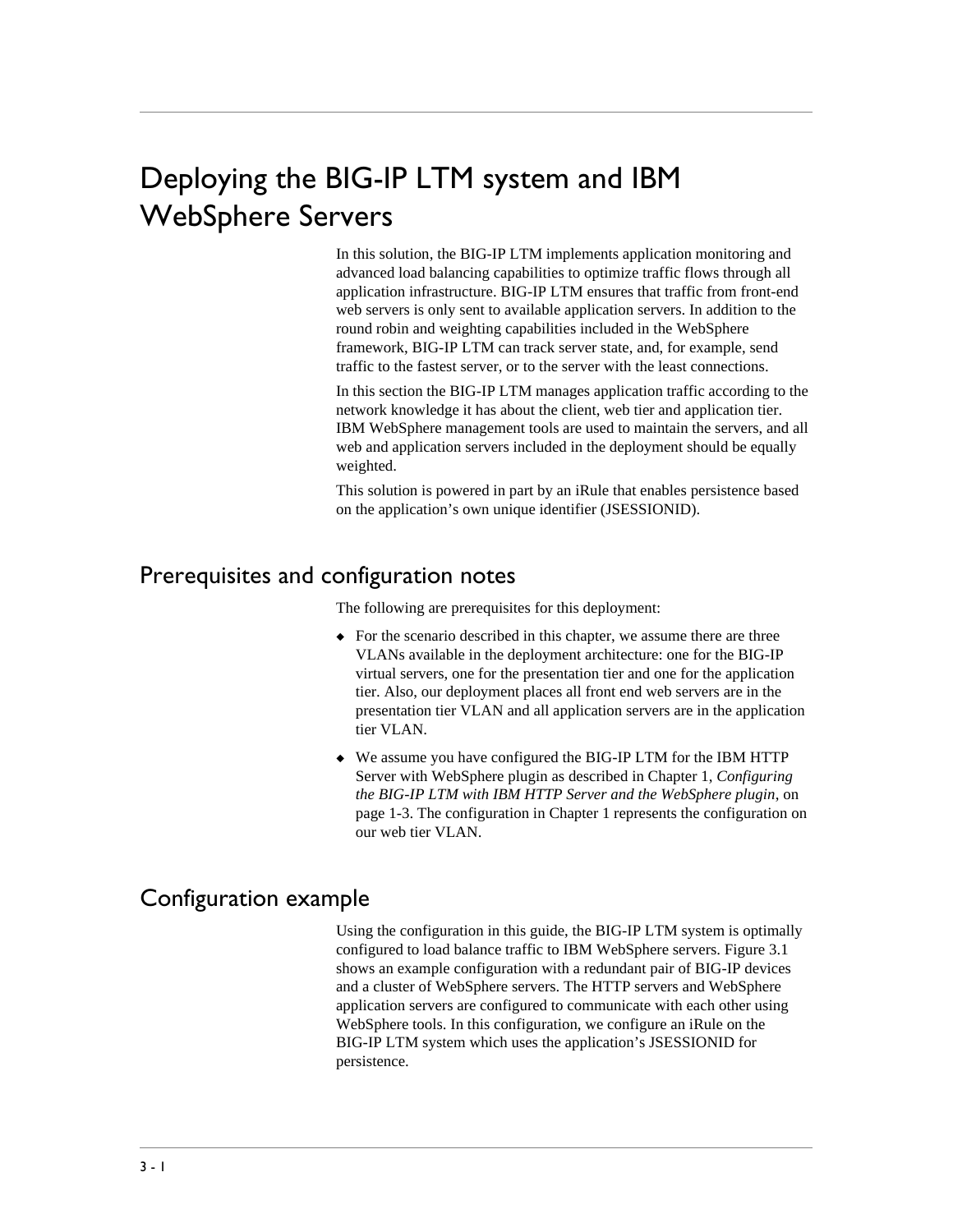# Deploying the BIG-IP LTM system and IBM WebSphere Servers

In this solution, the BIG-IP LTM implements application monitoring and advanced load balancing capabilities to optimize traffic flows through all application infrastructure. BIG-IP LTM ensures that traffic from front-end web servers is only sent to available application servers. In addition to the round robin and weighting capabilities included in the WebSphere framework, BIG-IP LTM can track server state, and, for example, send traffic to the fastest server, or to the server with the least connections.

In this section the BIG-IP LTM manages application traffic according to the network knowledge it has about the client, web tier and application tier. IBM WebSphere management tools are used to maintain the servers, and all web and application servers included in the deployment should be equally weighted.

This solution is powered in part by an iRule that enables persistence based on the application's own unique identifier (JSESSIONID).

## Prerequisites and configuration notes

The following are prerequisites for this deployment:

- For the scenario described in this chapter, we assume there are three VLANs available in the deployment architecture: one for the BIG-IP virtual servers, one for the presentation tier and one for the application tier. Also, our deployment places all front end web servers are in the presentation tier VLAN and all application servers are in the application tier VLAN.
- We assume you have configured the BIG-IP LTM for the IBM HTTP Server with WebSphere plugin as described in Chapter 1, *Configuring the BIG-IP LTM with IBM HTTP Server and the WebSphere plugin*, on page 1-3. The configuration in Chapter 1 represents the configuration on our web tier VLAN.

## Configuration example

Using the configuration in this guide, the BIG-IP LTM system is optimally configured to load balance traffic to IBM WebSphere servers. Figure 3.1 shows an example configuration with a redundant pair of BIG-IP devices and a cluster of WebSphere servers. The HTTP servers and WebSphere application servers are configured to communicate with each other using WebSphere tools. In this configuration, we configure an iRule on the BIG-IP LTM system which uses the application's JSESSIONID for persistence.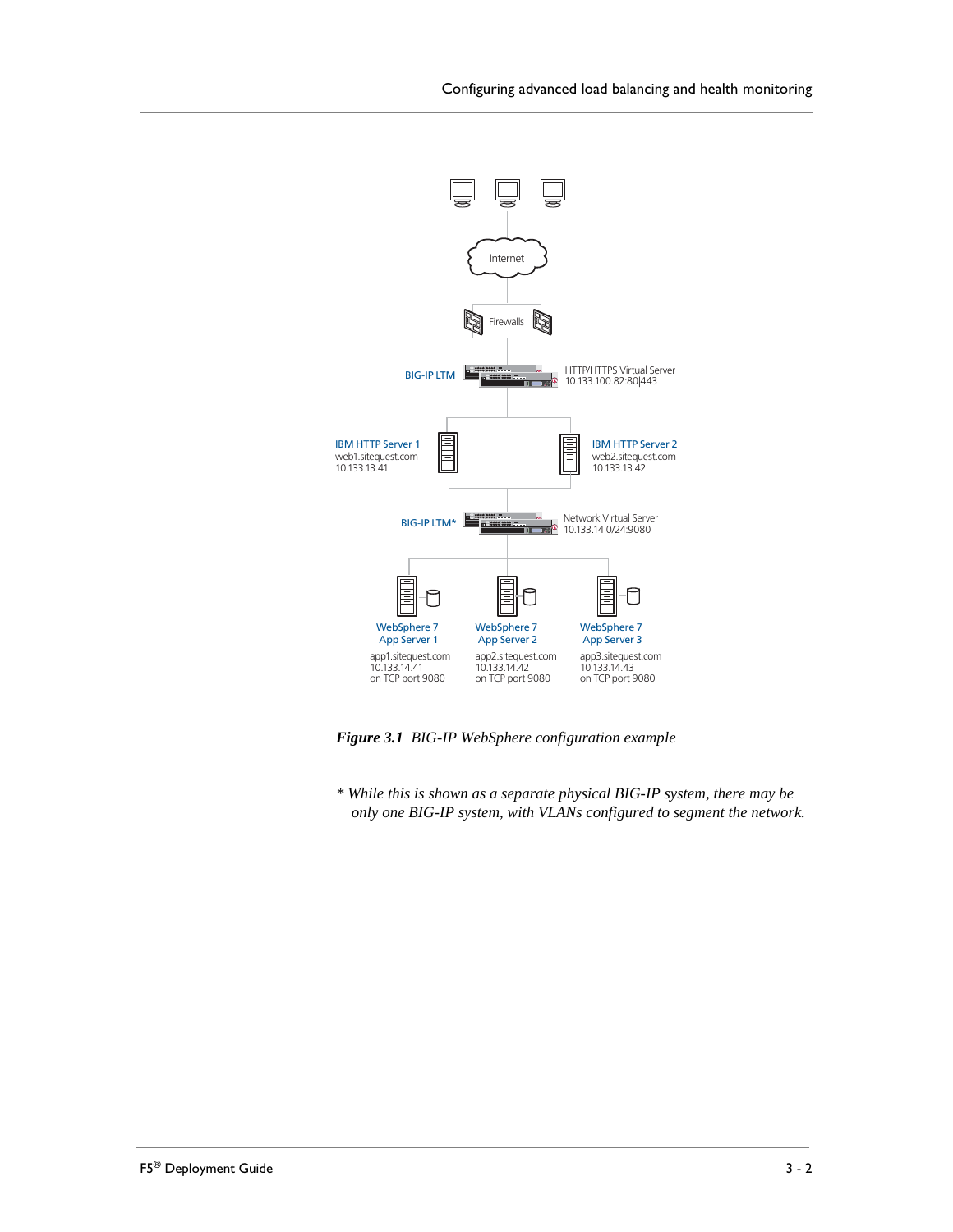Internet

Firewalls

BIG-IP LTM

HTTP/HTTPS Virtual Server
10.133.100.82:80|443

IBM HTTP Server 1
web1.sitequest.com
10.133.13.41

IBM HTTP Server 2
web2.sitequest.com
10.133.13.42

BIG-IP LTM*

Network Virtual Server
10.133.14.0/24:9080

WebSphere 7
App Server 1
app1.sitequest.com
10.133.14.41
on TCP port 9080

WebSphere 7
App Server 2
app2.sitequest.com
10.133.14.42
on TCP port 9080

WebSphere 7
App Server 3
app3.sitequest.com
10.133.14.43
on TCP port 9080

***Figure 3.1*** *BIG-IP WebSphere configuration example*

*\* While this is shown as a separate physical BIG-IP system, there may be only one BIG-IP system, with VLANs configured to segment the network.*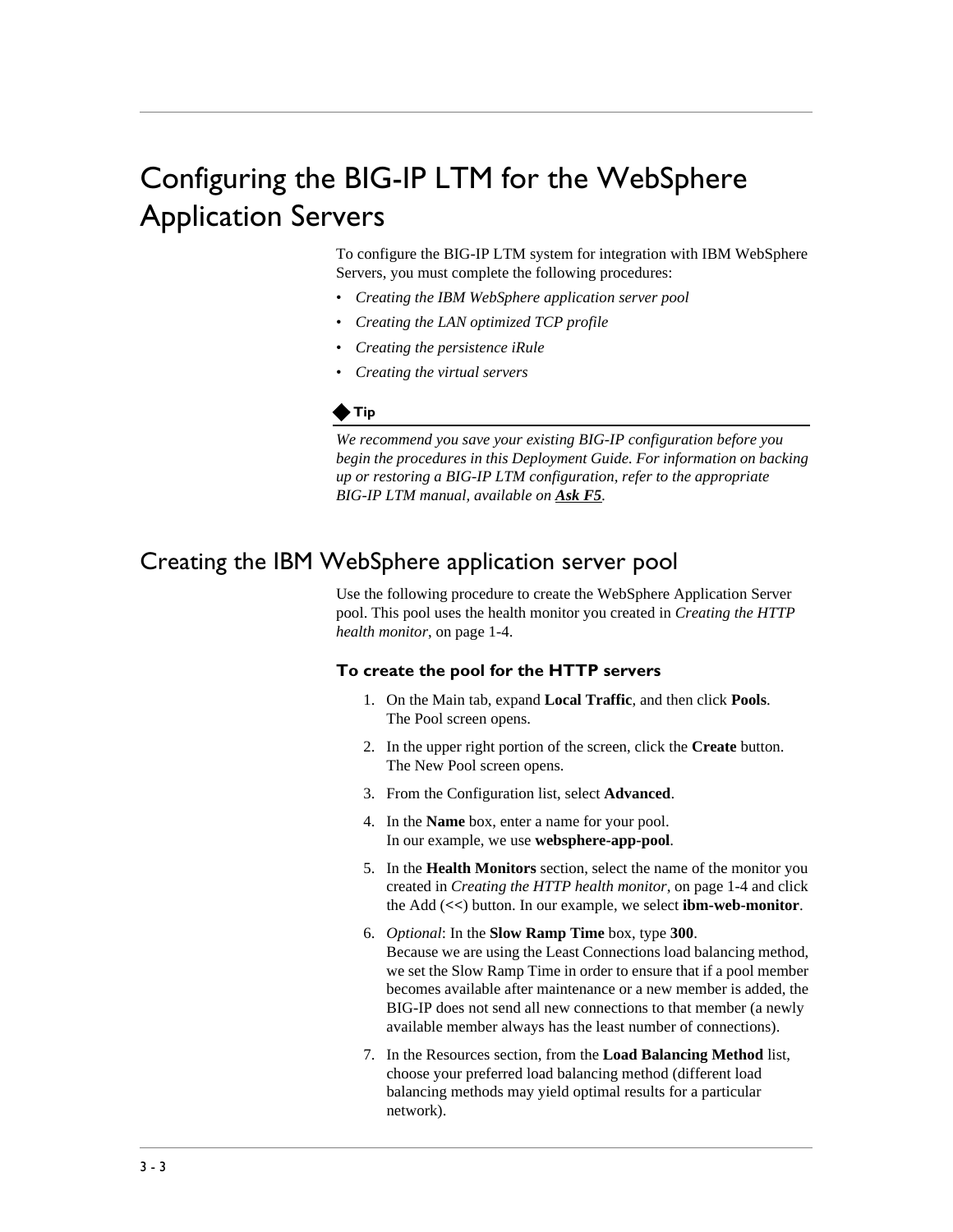# Configuring the BIG-IP LTM for the WebSphere Application Servers

To configure the BIG-IP LTM system for integration with IBM WebSphere Servers, you must complete the following procedures:

- *Creating the IBM WebSphere application server pool*
- *Creating the LAN optimized TCP profile*
- *Creating the persistence iRule*
- *Creating the virtual servers*

**Tip**

*We recommend you save your existing BIG-IP configuration before you begin the procedures in this Deployment Guide. For information on backing up or restoring a BIG-IP LTM configuration, refer to the appropriate BIG-IP LTM manual, available on* ***Ask F5****.*

## Creating the IBM WebSphere application server pool

Use the following procedure to create the WebSphere Application Server pool. This pool uses the health monitor you created in *Creating the HTTP health monitor*, on page 1-4.

### To create the pool for the HTTP servers

1. On the Main tab, expand **Local Traffic**, and then click **Pools**.
   The Pool screen opens.
2. In the upper right portion of the screen, click the **Create** button.
   The New Pool screen opens.
3. From the Configuration list, select **Advanced**.
4. In the **Name** box, enter a name for your pool.
   In our example, we use **websphere-app-pool**.
5. In the **Health Monitors** section, select the name of the monitor you created in *Creating the HTTP health monitor*, on page 1-4 and click the Add (<<) button. In our example, we select **ibm-web-monitor**.
6. *Optional*: In the **Slow Ramp Time** box, type **300**.
   Because we are using the Least Connections load balancing method, we set the Slow Ramp Time in order to ensure that if a pool member becomes available after maintenance or a new member is added, the BIG-IP does not send all new connections to that member (a newly available member always has the least number of connections).
7. In the Resources section, from the **Load Balancing Method** list, choose your preferred load balancing method (different load balancing methods may yield optimal results for a particular network).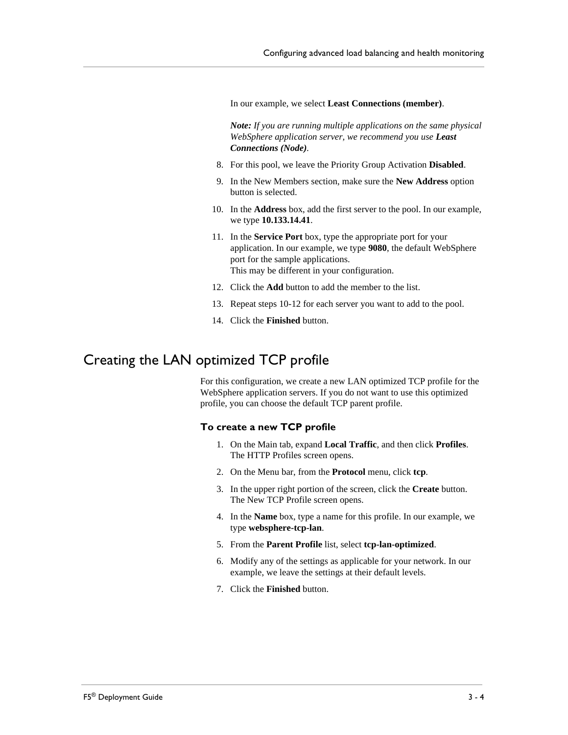In our example, we select **Least Connections (member)**.

***Note:*** *If you are running multiple applications on the same physical WebSphere application server, we recommend you use **Least Connections (Node)**.*

8. For this pool, we leave the Priority Group Activation **Disabled**.
9. In the New Members section, make sure the **New Address** option button is selected.
10. In the **Address** box, add the first server to the pool. In our example, we type **10.133.14.41**.
11. In the **Service Port** box, type the appropriate port for your application. In our example, we type **9080**, the default WebSphere port for the sample applications.
    This may be different in your configuration.
12. Click the **Add** button to add the member to the list.
13. Repeat steps 10-12 for each server you want to add to the pool.
14. Click the **Finished** button.

# Creating the LAN optimized TCP profile

For this configuration, we create a new LAN optimized TCP profile for the WebSphere application servers. If you do not want to use this optimized profile, you can choose the default TCP parent profile.

### To create a new TCP profile

1. On the Main tab, expand **Local Traffic**, and then click **Profiles**. The HTTP Profiles screen opens.
2. On the Menu bar, from the **Protocol** menu, click **tcp**.
3. In the upper right portion of the screen, click the **Create** button. The New TCP Profile screen opens.
4. In the **Name** box, type a name for this profile. In our example, we type **websphere-tcp-lan**.
5. From the **Parent Profile** list, select **tcp-lan-optimized**.
6. Modify any of the settings as applicable for your network. In our example, we leave the settings at their default levels.
7. Click the **Finished** button.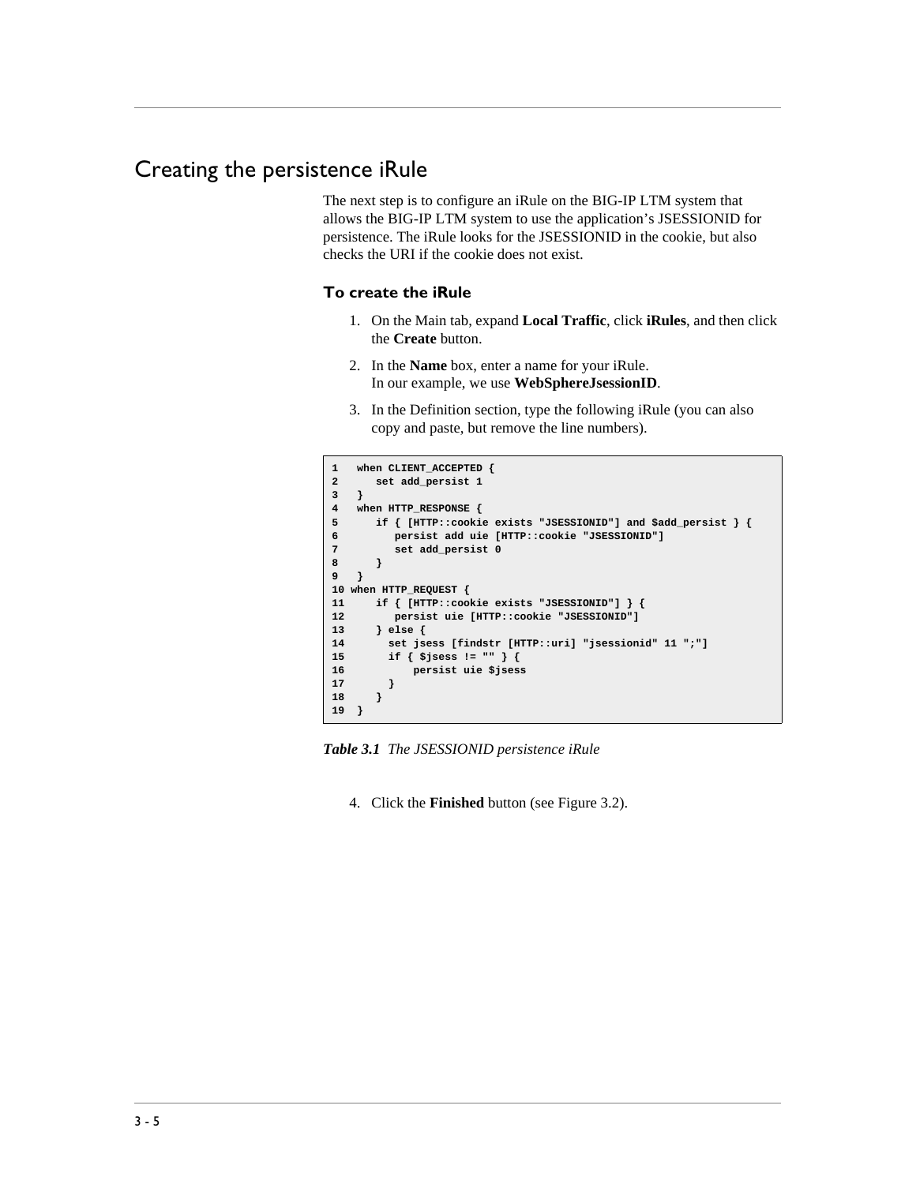## Creating the persistence iRule

The next step is to configure an iRule on the BIG-IP LTM system that allows the BIG-IP LTM system to use the application's JSESSIONID for persistence. The iRule looks for the JSESSIONID in the cookie, but also checks the URI if the cookie does not exist.

### To create the iRule

1. On the Main tab, expand **Local Traffic**, click **iRules**, and then click the **Create** button.
2. In the **Name** box, enter a name for your iRule.
   In our example, we use **WebSphereJsessionID**.
3. In the Definition section, type the following iRule (you can also copy and paste, but remove the line numbers).

```
1   when CLIENT_ACCEPTED {
2      set add_persist 1
3   }
4   when HTTP_RESPONSE {
5      if { [HTTP::cookie exists "JSESSIONID"] and $add_persist } {
6         persist add uie [HTTP::cookie "JSESSIONID"]
7         set add_persist 0
8      }
9   }
10 when HTTP_REQUEST {
11     if { [HTTP::cookie exists "JSESSIONID"] } {
12        persist uie [HTTP::cookie "JSESSIONID"]
13     } else {
14       set jsess [findstr [HTTP::uri] "jsessionid" 11 ";"]
15       if { $jsess != "" } {
16           persist uie $jsess
17       }
18     }
19  }
```

***Table 3.1*** *The JSESSIONID persistence iRule*

4. Click the **Finished** button (see Figure 3.2).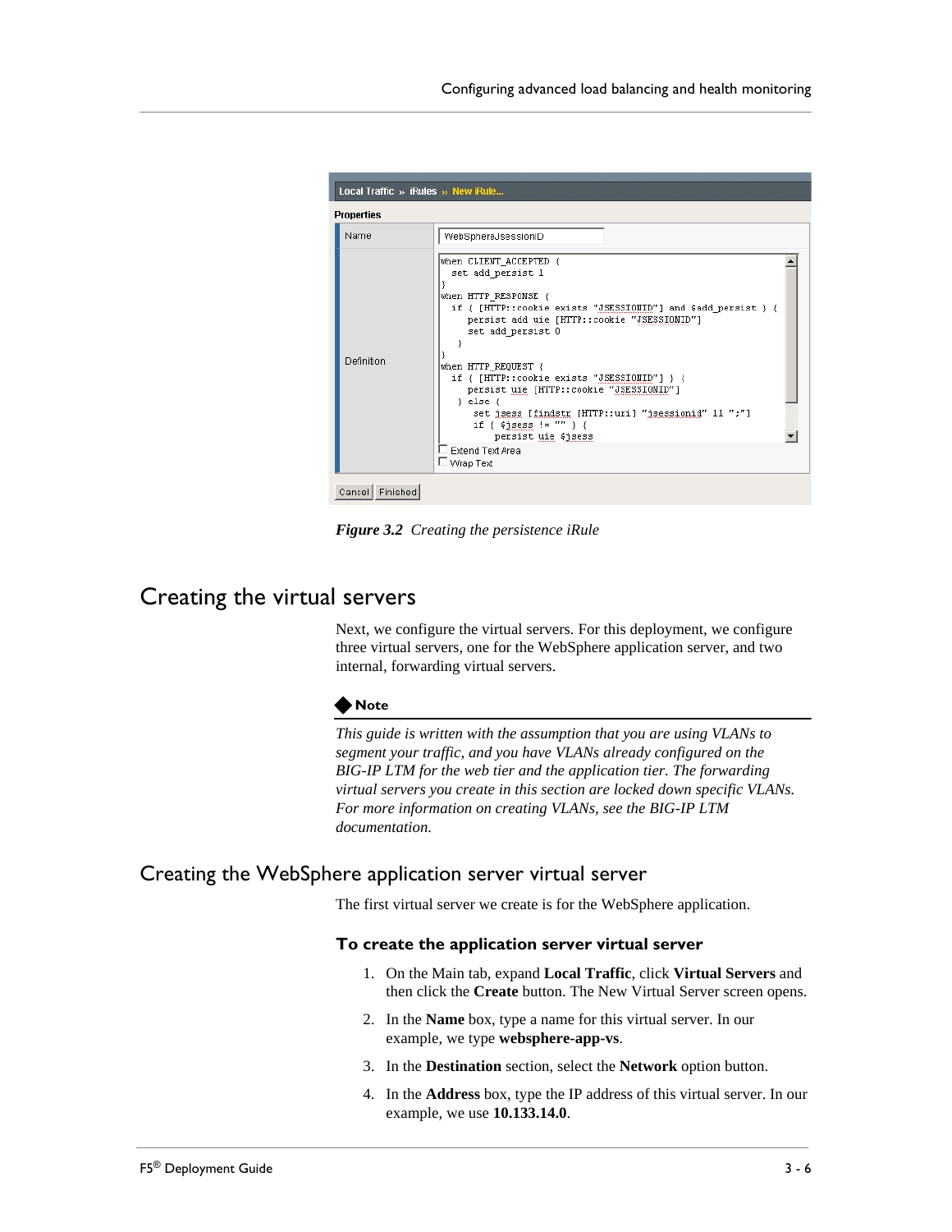Local Traffic » iRules » New iRule...

Properties

| | |
|---|---|
| Name | WebSphereJsessionID |
| Definition | (see code below) |

```
when CLIENT_ACCEPTED {
  set add_persist 1
}
when HTTP_RESPONSE {
  if { [HTTP::cookie exists "JSESSIONID"] and $add_persist } {
     persist add uie [HTTP::cookie "JSESSIONID"]
     set add_persist 0
  }
}
when HTTP_REQUEST {
  if { [HTTP::cookie exists "JSESSIONID"] } {
     persist uie [HTTP::cookie "JSESSIONID"]
  } else {
      set jsess [findstr [HTTP::uri] "jsessionid" 11 ";"]
      if { $jsess != "" } {
         persist uie $jsess
```

☐ Extend Text Area
☐ Wrap Text

Cancel | Finished

***Figure 3.2*** *Creating the persistence iRule*

# Creating the virtual servers

Next, we configure the virtual servers. For this deployment, we configure three virtual servers, one for the WebSphere application server, and two internal, forwarding virtual servers.

◆ **Note**

*This guide is written with the assumption that you are using VLANs to segment your traffic, and you have VLANs already configured on the BIG-IP LTM for the web tier and the application tier. The forwarding virtual servers you create in this section are locked down specific VLANs. For more information on creating VLANs, see the BIG-IP LTM documentation.*

## Creating the WebSphere application server virtual server

The first virtual server we create is for the WebSphere application.

### To create the application server virtual server

1. On the Main tab, expand **Local Traffic**, click **Virtual Servers** and then click the **Create** button. The New Virtual Server screen opens.
2. In the **Name** box, type a name for this virtual server. In our example, we type **websphere-app-vs**.
3. In the **Destination** section, select the **Network** option button.
4. In the **Address** box, type the IP address of this virtual server. In our example, we use **10.133.14.0**.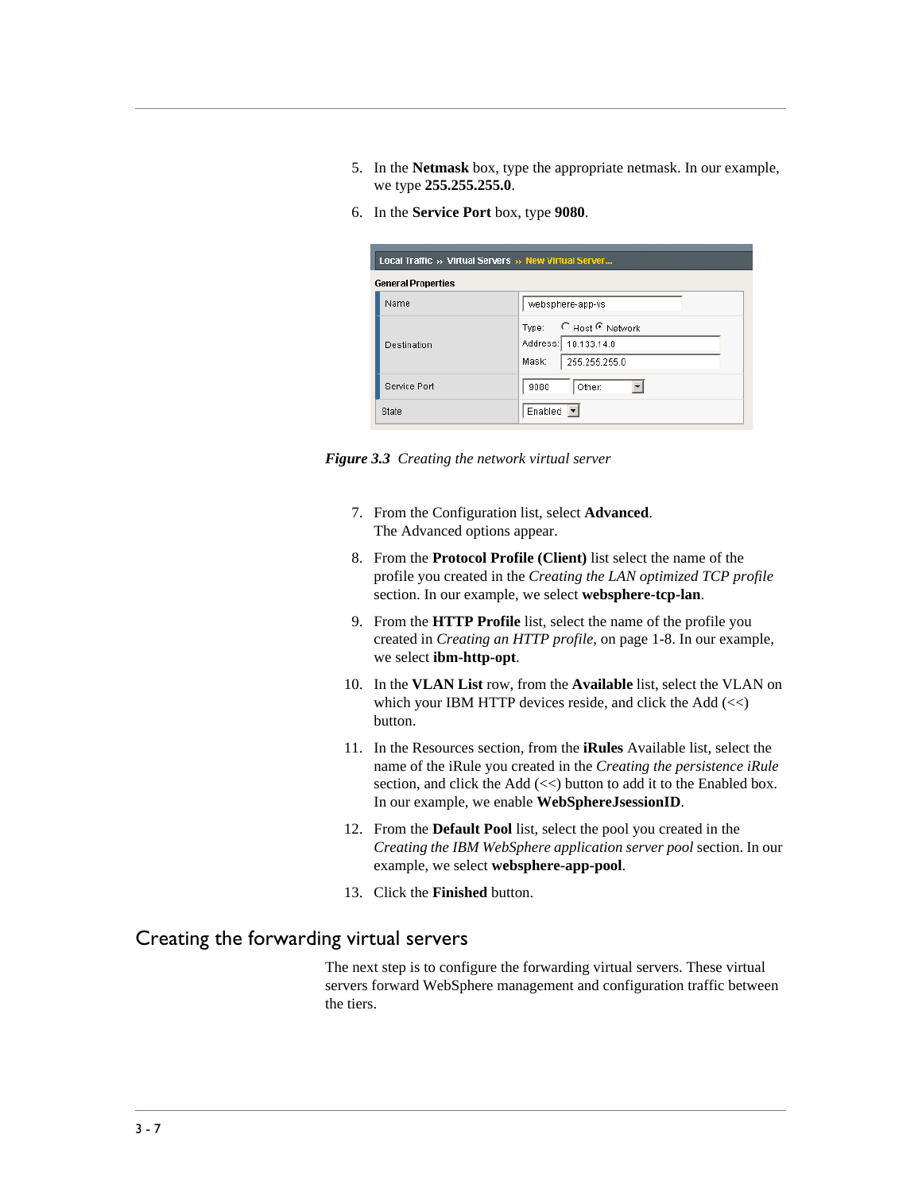5. In the **Netmask** box, type the appropriate netmask. In our example, we type **255.255.255.0**.

6. In the **Service Port** box, type **9080**.

| Local Traffic » Virtual Servers » New Virtual Server... | |
|---|---|
| **General Properties** | |
| Name | websphere-app-vs |
| Destination | Type: Host / Network (selected)<br>Address: 10.133.14.0<br>Mask: 255.255.255.0 |
| Service Port | 9080 Other: |
| State | Enabled |

***Figure 3.3*** *Creating the network virtual server*

7. From the Configuration list, select **Advanced**.
   The Advanced options appear.

8. From the **Protocol Profile (Client)** list select the name of the profile you created in the *Creating the LAN optimized TCP profile* section. In our example, we select **websphere-tcp-lan**.

9. From the **HTTP Profile** list, select the name of the profile you created in *Creating an HTTP profile*, on page 1-8. In our example, we select **ibm-http-opt**.

10. In the **VLAN List** row, from the **Available** list, select the VLAN on which your IBM HTTP devices reside, and click the Add (<<) button.

11. In the Resources section, from the **iRules** Available list, select the name of the iRule you created in the *Creating the persistence iRule* section, and click the Add (<<) button to add it to the Enabled box. In our example, we enable **WebSphereJsessionID**.

12. From the **Default Pool** list, select the pool you created in the *Creating the IBM WebSphere application server pool* section. In our example, we select **websphere-app-pool**.

13. Click the **Finished** button.

## Creating the forwarding virtual servers

The next step is to configure the forwarding virtual servers. These virtual servers forward WebSphere management and configuration traffic between the tiers.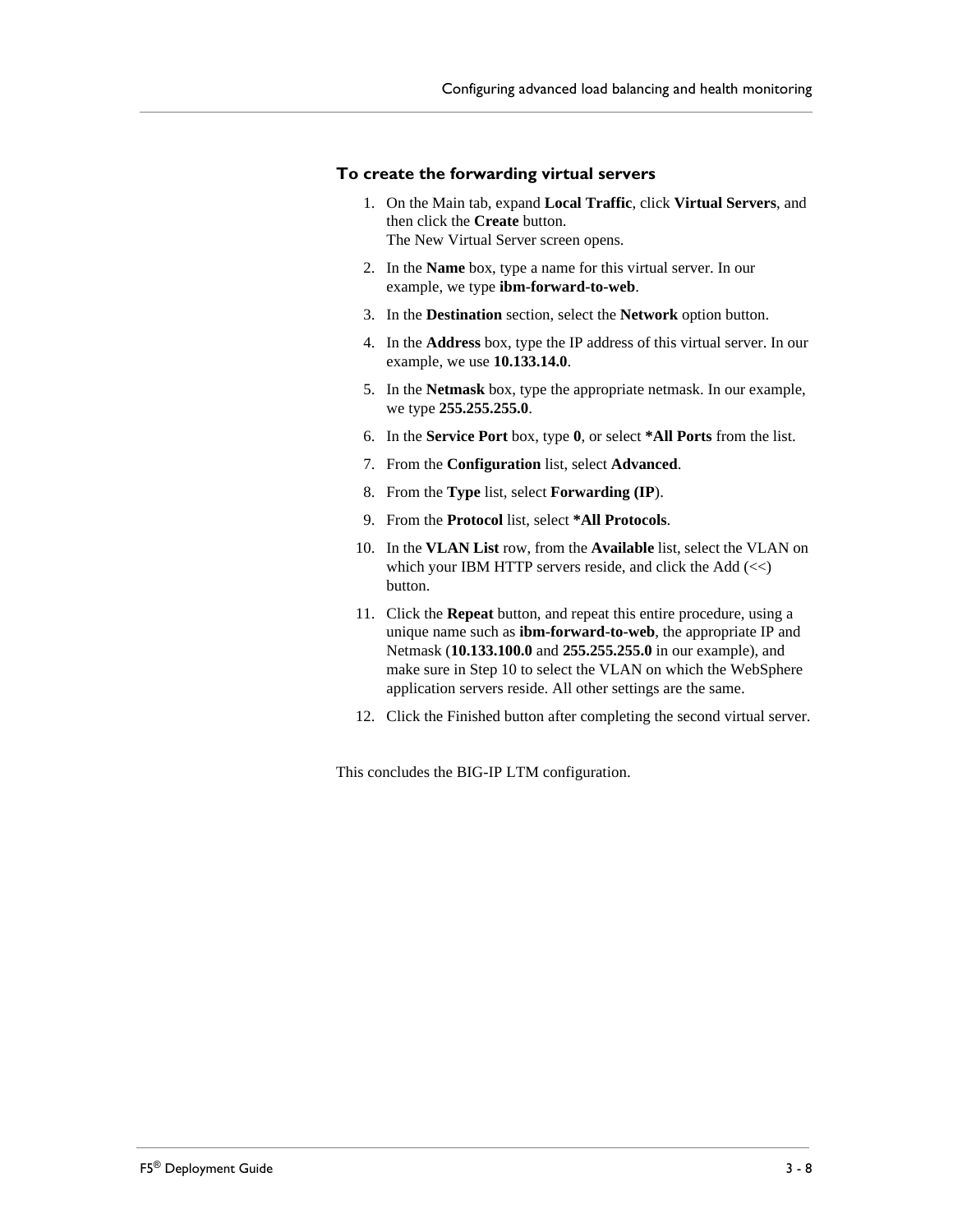### To create the forwarding virtual servers

1. On the Main tab, expand **Local Traffic**, click **Virtual Servers**, and then click the **Create** button.
   The New Virtual Server screen opens.
2. In the **Name** box, type a name for this virtual server. In our example, we type **ibm-forward-to-web**.
3. In the **Destination** section, select the **Network** option button.
4. In the **Address** box, type the IP address of this virtual server. In our example, we use **10.133.14.0**.
5. In the **Netmask** box, type the appropriate netmask. In our example, we type **255.255.255.0**.
6. In the **Service Port** box, type **0**, or select ***All Ports** from the list.
7. From the **Configuration** list, select **Advanced**.
8. From the **Type** list, select **Forwarding (IP)**.
9. From the **Protocol** list, select ***All Protocols**.
10. In the **VLAN List** row, from the **Available** list, select the VLAN on which your IBM HTTP servers reside, and click the Add (<<) button.
11. Click the **Repeat** button, and repeat this entire procedure, using a unique name such as **ibm-forward-to-web**, the appropriate IP and Netmask (**10.133.100.0** and **255.255.255.0** in our example), and make sure in Step 10 to select the VLAN on which the WebSphere application servers reside. All other settings are the same.
12. Click the Finished button after completing the second virtual server.

This concludes the BIG-IP LTM configuration.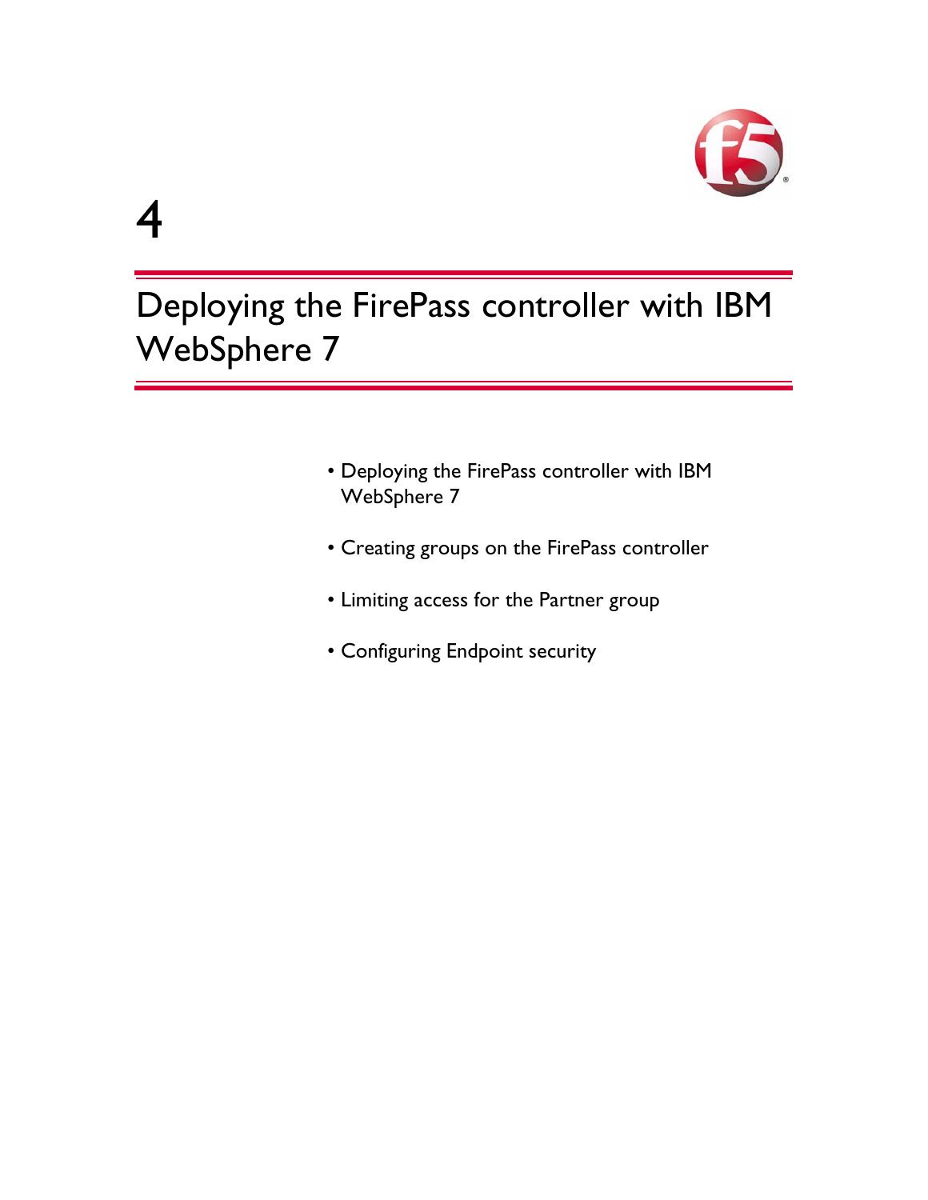# 4

# Deploying the FirePass controller with IBM WebSphere 7

- Deploying the FirePass controller with IBM WebSphere 7
- Creating groups on the FirePass controller
- Limiting access for the Partner group
- Configuring Endpoint security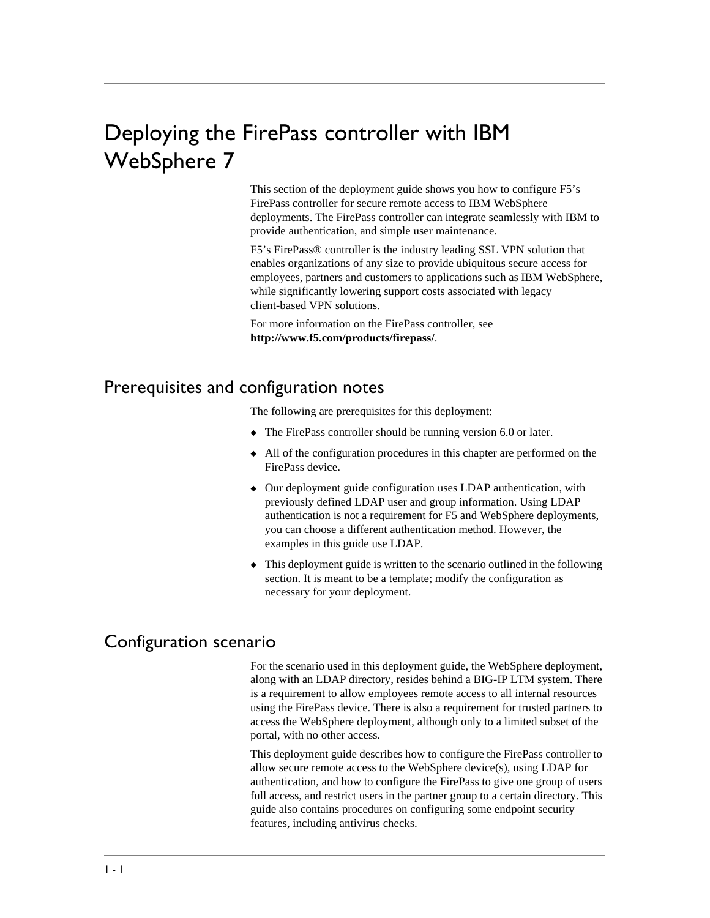# Deploying the FirePass controller with IBM WebSphere 7

This section of the deployment guide shows you how to configure F5's FirePass controller for secure remote access to IBM WebSphere deployments. The FirePass controller can integrate seamlessly with IBM to provide authentication, and simple user maintenance.

F5's FirePass® controller is the industry leading SSL VPN solution that enables organizations of any size to provide ubiquitous secure access for employees, partners and customers to applications such as IBM WebSphere, while significantly lowering support costs associated with legacy client-based VPN solutions.

For more information on the FirePass controller, see **http://www.f5.com/products/firepass/**.

## Prerequisites and configuration notes

The following are prerequisites for this deployment:

- The FirePass controller should be running version 6.0 or later.
- All of the configuration procedures in this chapter are performed on the FirePass device.
- Our deployment guide configuration uses LDAP authentication, with previously defined LDAP user and group information. Using LDAP authentication is not a requirement for F5 and WebSphere deployments, you can choose a different authentication method. However, the examples in this guide use LDAP.
- This deployment guide is written to the scenario outlined in the following section. It is meant to be a template; modify the configuration as necessary for your deployment.

## Configuration scenario

For the scenario used in this deployment guide, the WebSphere deployment, along with an LDAP directory, resides behind a BIG-IP LTM system. There is a requirement to allow employees remote access to all internal resources using the FirePass device. There is also a requirement for trusted partners to access the WebSphere deployment, although only to a limited subset of the portal, with no other access.

This deployment guide describes how to configure the FirePass controller to allow secure remote access to the WebSphere device(s), using LDAP for authentication, and how to configure the FirePass to give one group of users full access, and restrict users in the partner group to a certain directory. This guide also contains procedures on configuring some endpoint security features, including antivirus checks.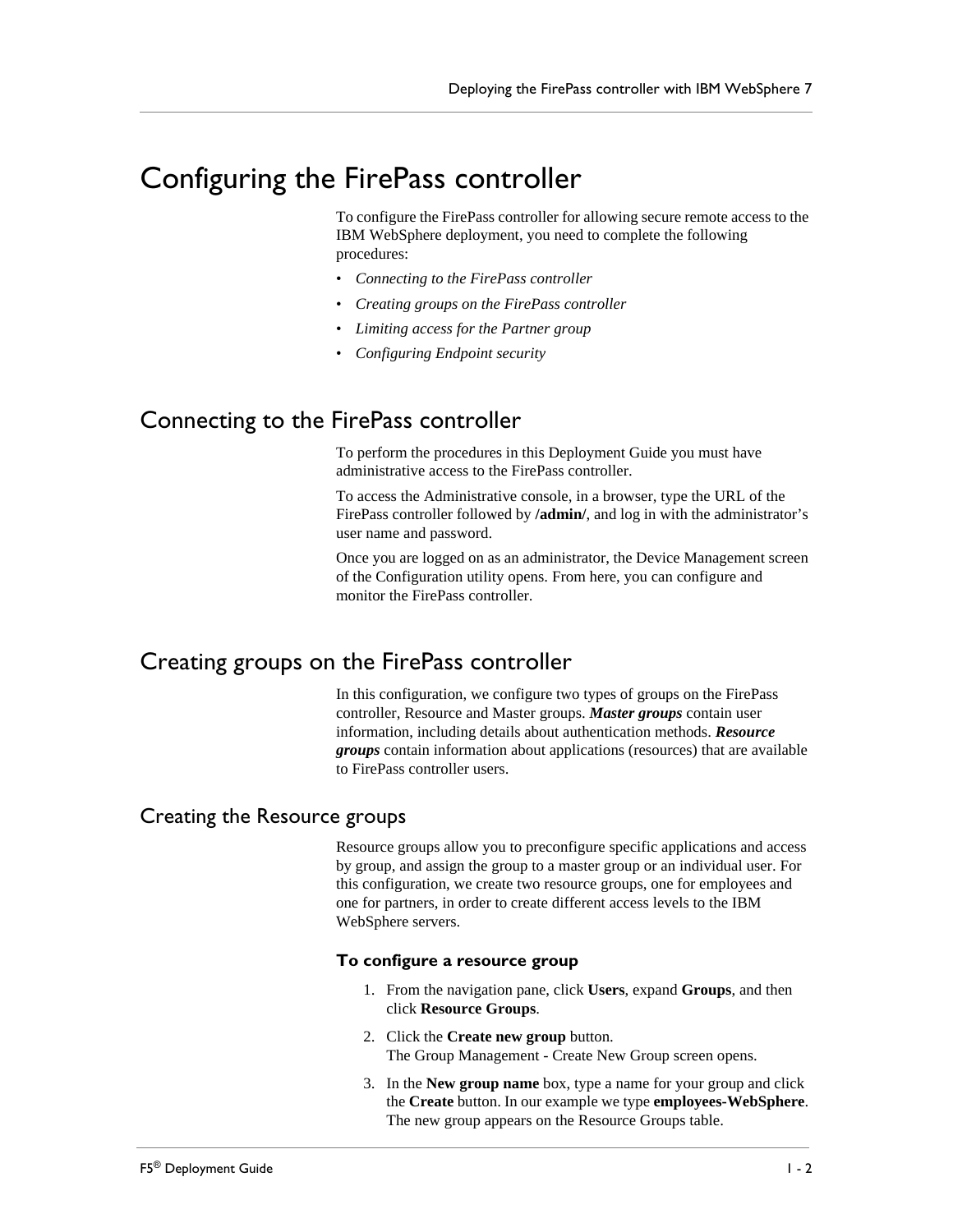# Configuring the FirePass controller

To configure the FirePass controller for allowing secure remote access to the IBM WebSphere deployment, you need to complete the following procedures:

- *Connecting to the FirePass controller*
- *Creating groups on the FirePass controller*
- *Limiting access for the Partner group*
- *Configuring Endpoint security*

## Connecting to the FirePass controller

To perform the procedures in this Deployment Guide you must have administrative access to the FirePass controller.

To access the Administrative console, in a browser, type the URL of the FirePass controller followed by **/admin/**, and log in with the administrator's user name and password.

Once you are logged on as an administrator, the Device Management screen of the Configuration utility opens. From here, you can configure and monitor the FirePass controller.

## Creating groups on the FirePass controller

In this configuration, we configure two types of groups on the FirePass controller, Resource and Master groups. ***Master groups*** contain user information, including details about authentication methods. ***Resource groups*** contain information about applications (resources) that are available to FirePass controller users.

### Creating the Resource groups

Resource groups allow you to preconfigure specific applications and access by group, and assign the group to a master group or an individual user. For this configuration, we create two resource groups, one for employees and one for partners, in order to create different access levels to the IBM WebSphere servers.

#### To configure a resource group

1. From the navigation pane, click **Users**, expand **Groups**, and then click **Resource Groups**.
2. Click the **Create new group** button.
   The Group Management - Create New Group screen opens.
3. In the **New group name** box, type a name for your group and click the **Create** button. In our example we type **employees-WebSphere**.
   The new group appears on the Resource Groups table.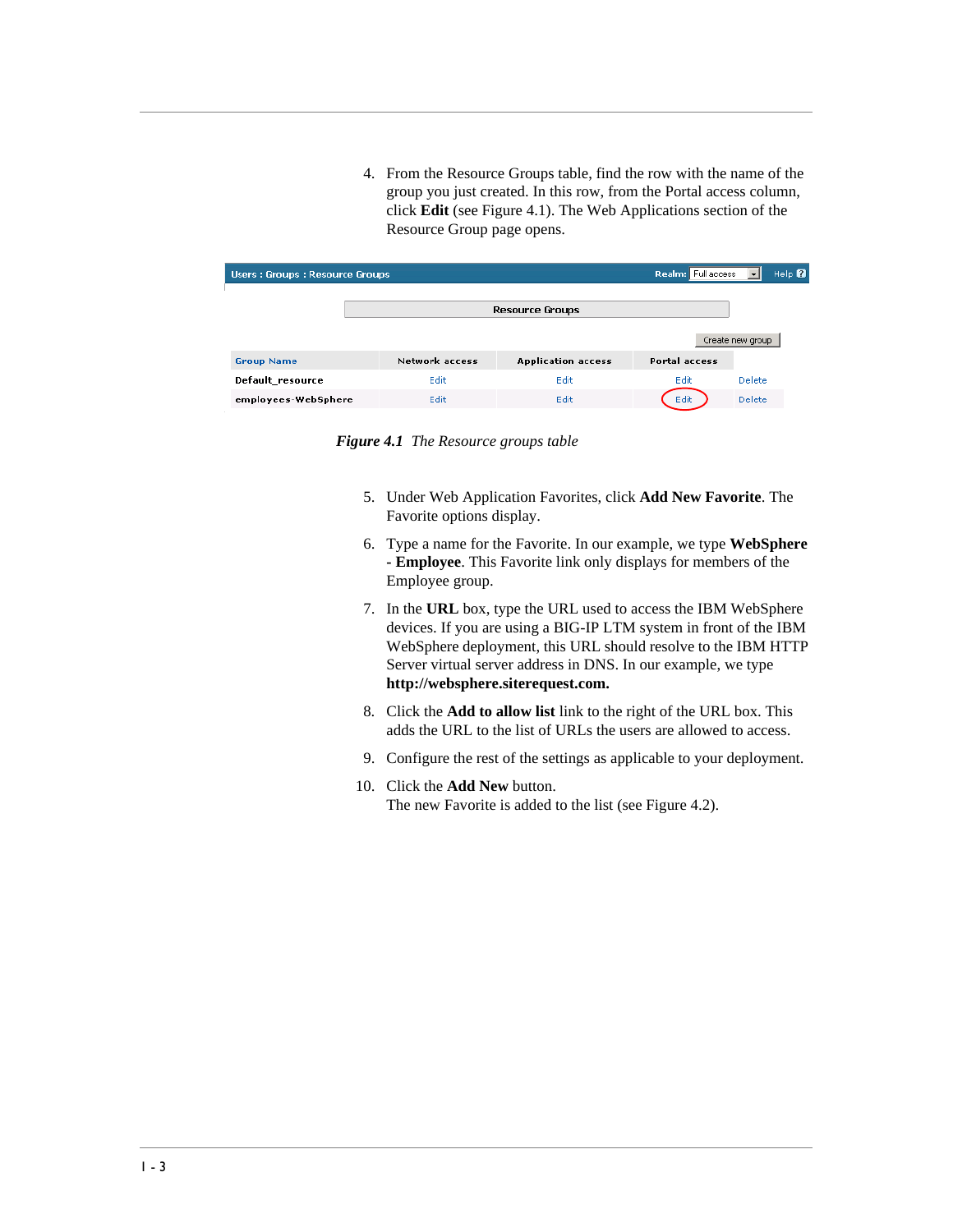4. From the Resource Groups table, find the row with the name of the group you just created. In this row, from the Portal access column, click **Edit** (see Figure 4.1). The Web Applications section of the Resource Group page opens.

| Group Name | Network access | Application access | Portal access | |
|---|---|---|---|---|
| Default_resource | Edit | Edit | Edit | Delete |
| employees-WebSphere | Edit | Edit | Edit | Delete |

***Figure 4.1*** *The Resource groups table*

5. Under Web Application Favorites, click **Add New Favorite**. The Favorite options display.
6. Type a name for the Favorite. In our example, we type **WebSphere - Employee**. This Favorite link only displays for members of the Employee group.
7. In the **URL** box, type the URL used to access the IBM WebSphere devices. If you are using a BIG-IP LTM system in front of the IBM WebSphere deployment, this URL should resolve to the IBM HTTP Server virtual server address in DNS. In our example, we type **http://websphere.siterequest.com.**
8. Click the **Add to allow list** link to the right of the URL box. This adds the URL to the list of URLs the users are allowed to access.
9. Configure the rest of the settings as applicable to your deployment.
10. Click the **Add New** button.
    The new Favorite is added to the list (see Figure 4.2).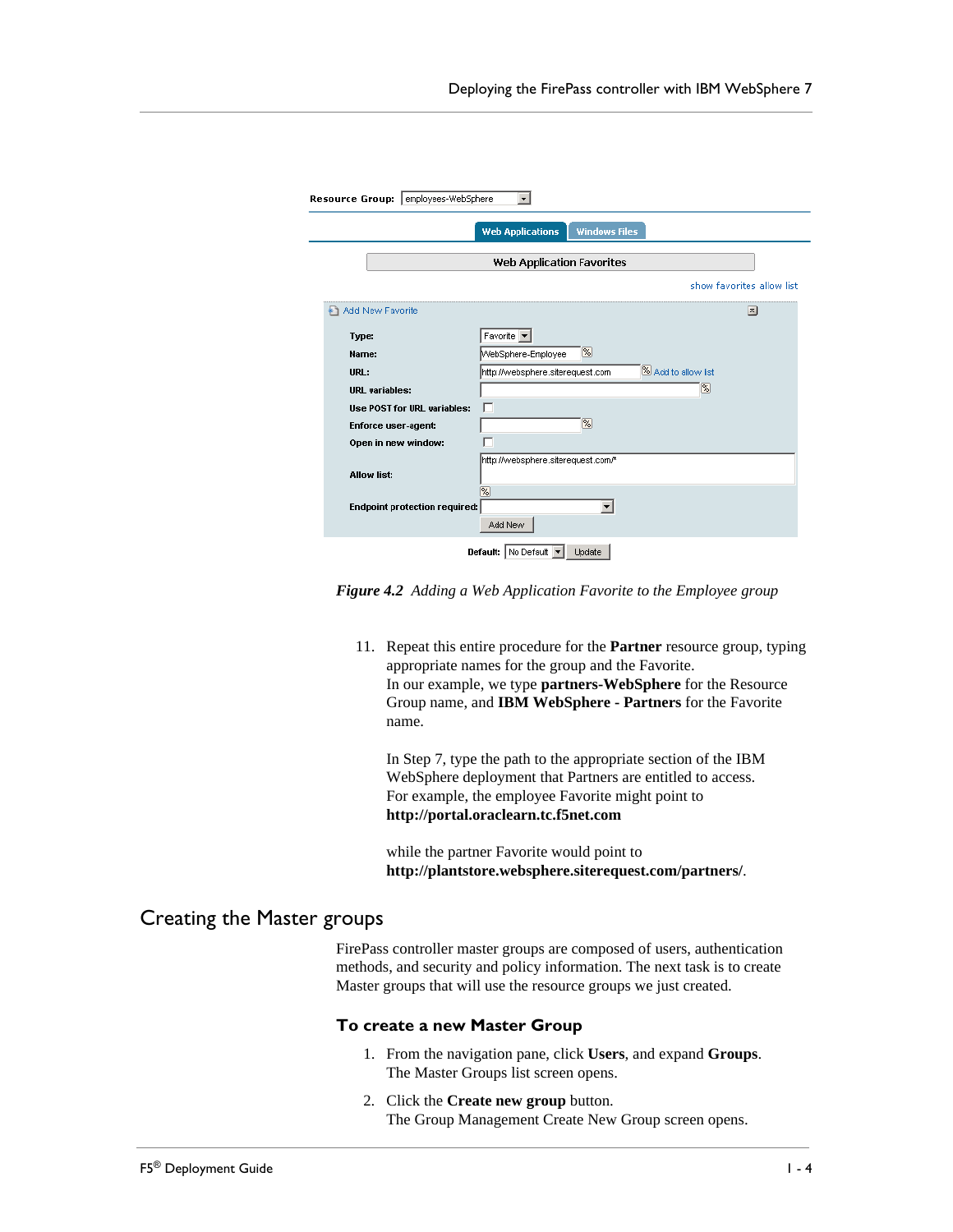*Figure 4.2 Adding a Web Application Favorite to the Employee group*

11. Repeat this entire procedure for the **Partner** resource group, typing appropriate names for the group and the Favorite.
    In our example, we type **partners-WebSphere** for the Resource Group name, and **IBM WebSphere - Partners** for the Favorite name.

    In Step 7, type the path to the appropriate section of the IBM WebSphere deployment that Partners are entitled to access. For example, the employee Favorite might point to **http://portal.oraclearn.tc.f5net.com**

    while the partner Favorite would point to **http://plantstore.websphere.siterequest.com/partners/**.

## Creating the Master groups

FirePass controller master groups are composed of users, authentication methods, and security and policy information. The next task is to create Master groups that will use the resource groups we just created.

### To create a new Master Group

1. From the navigation pane, click **Users**, and expand **Groups**. The Master Groups list screen opens.
2. Click the **Create new group** button. The Group Management Create New Group screen opens.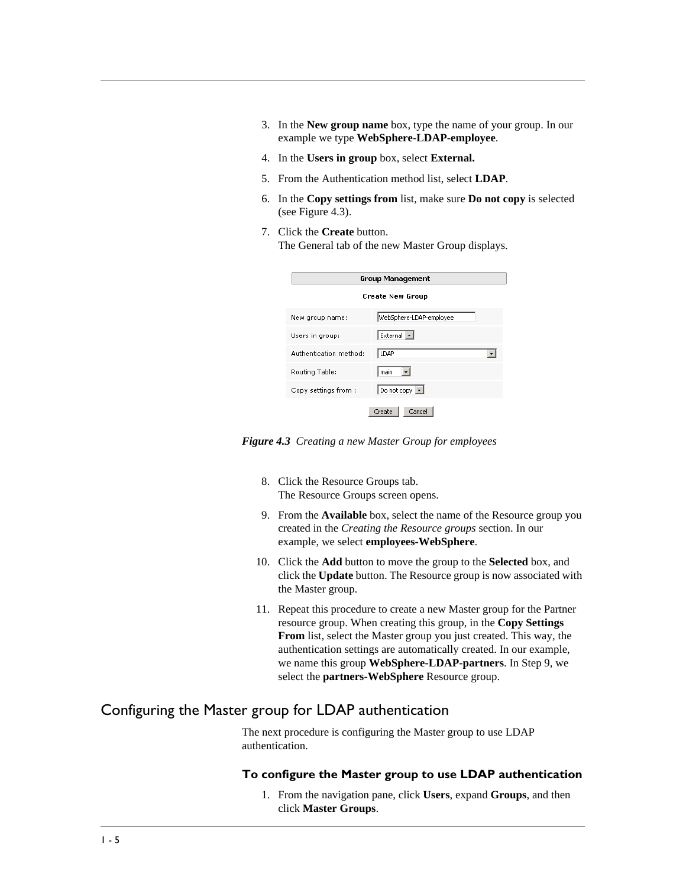3. In the **New group name** box, type the name of your group. In our example we type **WebSphere-LDAP-employee**.
4. In the **Users in group** box, select **External.**
5. From the Authentication method list, select **LDAP**.
6. In the **Copy settings from** list, make sure **Do not copy** is selected (see Figure 4.3).
7. Click the **Create** button.
   The General tab of the new Master Group displays.

Group Management

Create New Group

| | |
|---|---|
| New group name: | WebSphere-LDAP-employee |
| Users in group: | External |
| Authentication method: | LDAP |
| Routing Table: | main |
| Copy settings from : | Do not copy |

Create Cancel

***Figure 4.3*** *Creating a new Master Group for employees*

8. Click the Resource Groups tab.
   The Resource Groups screen opens.
9. From the **Available** box, select the name of the Resource group you created in the *Creating the Resource groups* section. In our example, we select **employees-WebSphere**.
10. Click the **Add** button to move the group to the **Selected** box, and click the **Update** button. The Resource group is now associated with the Master group.
11. Repeat this procedure to create a new Master group for the Partner resource group. When creating this group, in the **Copy Settings From** list, select the Master group you just created. This way, the authentication settings are automatically created. In our example, we name this group **WebSphere-LDAP-partners**. In Step 9, we select the **partners-WebSphere** Resource group.

## Configuring the Master group for LDAP authentication

The next procedure is configuring the Master group to use LDAP authentication.

### To configure the Master group to use LDAP authentication

1. From the navigation pane, click **Users**, expand **Groups**, and then click **Master Groups**.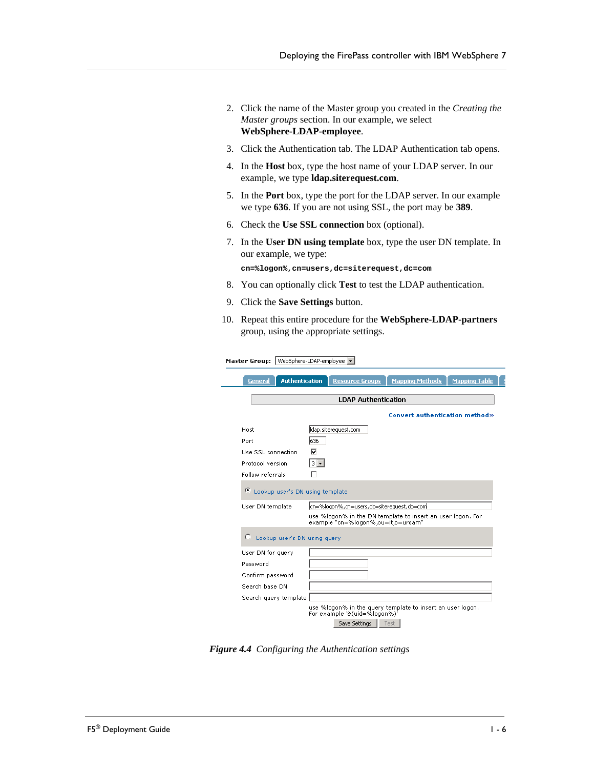2. Click the name of the Master group you created in the *Creating the Master groups* section. In our example, we select **WebSphere-LDAP-employee**.

3. Click the Authentication tab. The LDAP Authentication tab opens.

4. In the **Host** box, type the host name of your LDAP server. In our example, we type **ldap.siterequest.com**.

5. In the **Port** box, type the port for the LDAP server. In our example we type **636**. If you are not using SSL, the port may be **389**.

6. Check the **Use SSL connection** box (optional).

7. In the **User DN using template** box, type the user DN template. In our example, we type:

   ```
   cn=%logon%,cn=users,dc=siterequest,dc=com
   ```

8. You can optionally click **Test** to test the LDAP authentication.

9. Click the **Save Settings** button.

10. Repeat this entire procedure for the **WebSphere-LDAP-partners** group, using the appropriate settings.

*Figure 4.4 Configuring the Authentication settings*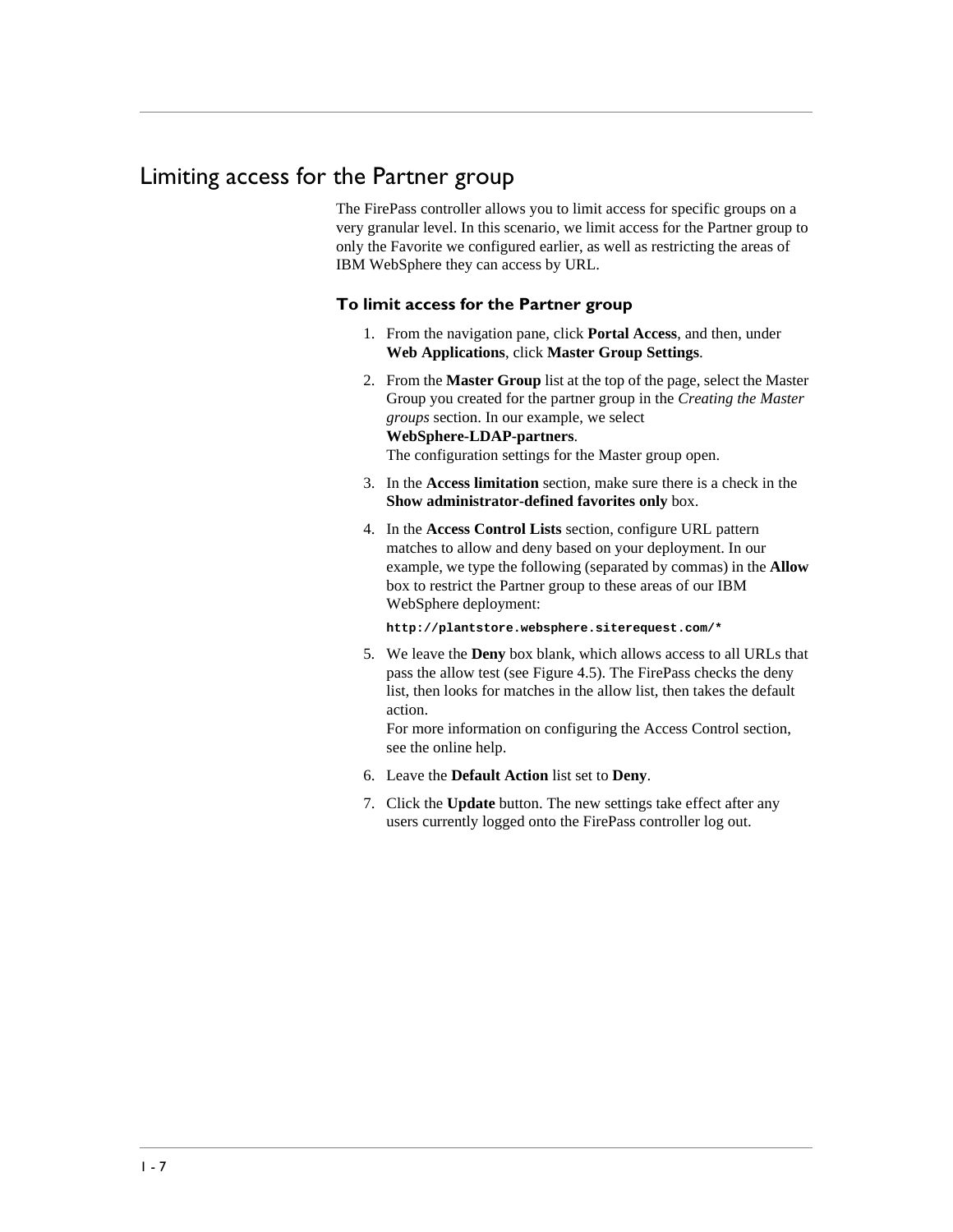## Limiting access for the Partner group

The FirePass controller allows you to limit access for specific groups on a very granular level. In this scenario, we limit access for the Partner group to only the Favorite we configured earlier, as well as restricting the areas of IBM WebSphere they can access by URL.

### To limit access for the Partner group

1. From the navigation pane, click **Portal Access**, and then, under **Web Applications**, click **Master Group Settings**.
2. From the **Master Group** list at the top of the page, select the Master Group you created for the partner group in the *Creating the Master groups* section. In our example, we select **WebSphere-LDAP-partners**.
   The configuration settings for the Master group open.
3. In the **Access limitation** section, make sure there is a check in the **Show administrator-defined favorites only** box.
4. In the **Access Control Lists** section, configure URL pattern matches to allow and deny based on your deployment. In our example, we type the following (separated by commas) in the **Allow** box to restrict the Partner group to these areas of our IBM WebSphere deployment:

   ```
   http://plantstore.websphere.siterequest.com/*
   ```

5. We leave the **Deny** box blank, which allows access to all URLs that pass the allow test (see Figure 4.5). The FirePass checks the deny list, then looks for matches in the allow list, then takes the default action.
   For more information on configuring the Access Control section, see the online help.
6. Leave the **Default Action** list set to **Deny**.
7. Click the **Update** button. The new settings take effect after any users currently logged onto the FirePass controller log out.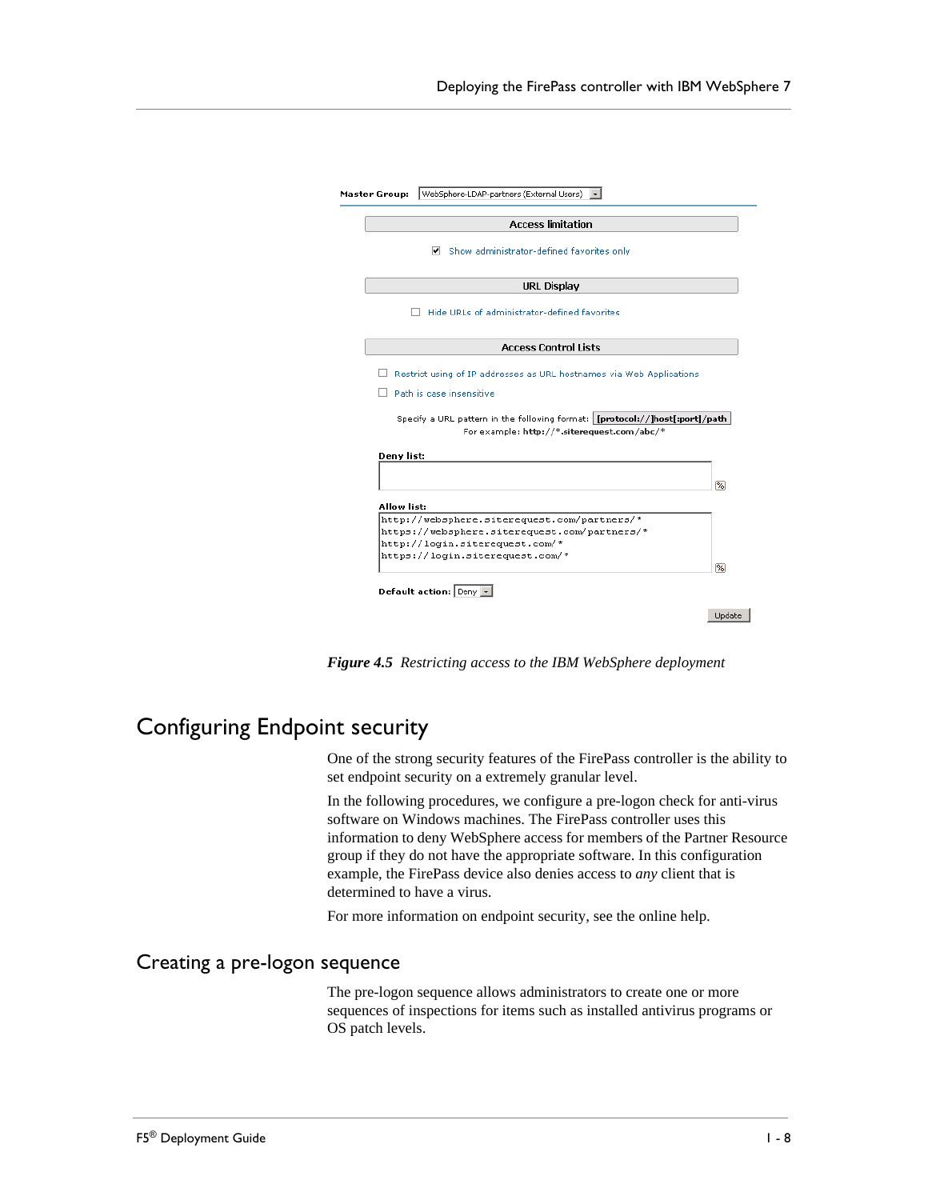Master Group: WebSphere-LDAP-partners (External Users)

**Access limitation**

☑ Show administrator-defined favorites only

**URL Display**

☐ Hide URLs of administrator-defined favorites

**Access Control Lists**

☐ Restrict using of IP addresses as URL hostnames via Web Applications

☐ Path is case insensitive

Specify a URL pattern in the following format: [protocol://]host[:port]/path
For example: http://*.siterequest.com/abc/*

Deny list:

Allow list:

```
http://websphere.siterequest.com/partners/*
https://websphere.siterequest.com/partners/*
http://login.siterequest.com/*
https://login.siterequest.com/*
```

Default action: Deny

Update

***Figure 4.5*** *Restricting access to the IBM WebSphere deployment*

# Configuring Endpoint security

One of the strong security features of the FirePass controller is the ability to set endpoint security on a extremely granular level.

In the following procedures, we configure a pre-logon check for anti-virus software on Windows machines. The FirePass controller uses this information to deny WebSphere access for members of the Partner Resource group if they do not have the appropriate software. In this configuration example, the FirePass device also denies access to *any* client that is determined to have a virus.

For more information on endpoint security, see the online help.

## Creating a pre-logon sequence

The pre-logon sequence allows administrators to create one or more sequences of inspections for items such as installed antivirus programs or OS patch levels.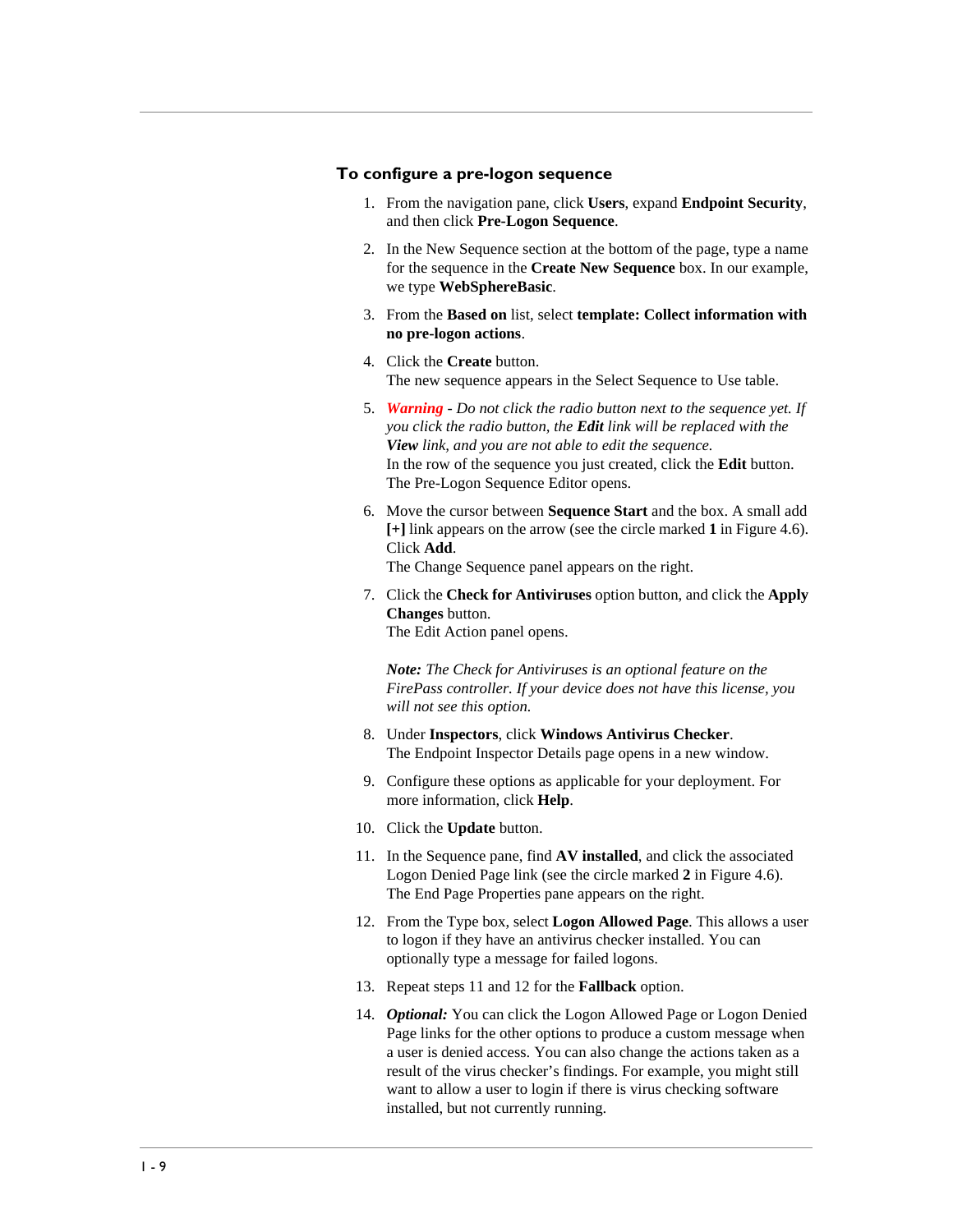### To configure a pre-logon sequence

1. From the navigation pane, click **Users**, expand **Endpoint Security**, and then click **Pre-Logon Sequence**.

2. In the New Sequence section at the bottom of the page, type a name for the sequence in the **Create New Sequence** box. In our example, we type **WebSphereBasic**.

3. From the **Based on** list, select **template: Collect information with no pre-logon actions**.

4. Click the **Create** button.
   The new sequence appears in the Select Sequence to Use table.

5. ***Warning*** *- Do not click the radio button next to the sequence yet. If you click the radio button, the* ***Edit*** *link will be replaced with the* ***View*** *link, and you are not able to edit the sequence.*
   In the row of the sequence you just created, click the **Edit** button.
   The Pre-Logon Sequence Editor opens.

6. Move the cursor between **Sequence Start** and the box. A small add **[+]** link appears on the arrow (see the circle marked **1** in Figure 4.6). Click **Add**.
   The Change Sequence panel appears on the right.

7. Click the **Check for Antiviruses** option button, and click the **Apply Changes** button.
   The Edit Action panel opens.

   ***Note:*** *The Check for Antiviruses is an optional feature on the FirePass controller. If your device does not have this license, you will not see this option.*

8. Under **Inspectors**, click **Windows Antivirus Checker**.
   The Endpoint Inspector Details page opens in a new window.

9. Configure these options as applicable for your deployment. For more information, click **Help**.

10. Click the **Update** button.

11. In the Sequence pane, find **AV installed**, and click the associated Logon Denied Page link (see the circle marked **2** in Figure 4.6).
    The End Page Properties pane appears on the right.

12. From the Type box, select **Logon Allowed Page**. This allows a user to logon if they have an antivirus checker installed. You can optionally type a message for failed logons.

13. Repeat steps 11 and 12 for the **Fallback** option.

14. ***Optional:*** You can click the Logon Allowed Page or Logon Denied Page links for the other options to produce a custom message when a user is denied access. You can also change the actions taken as a result of the virus checker's findings. For example, you might still want to allow a user to login if there is virus checking software installed, but not currently running.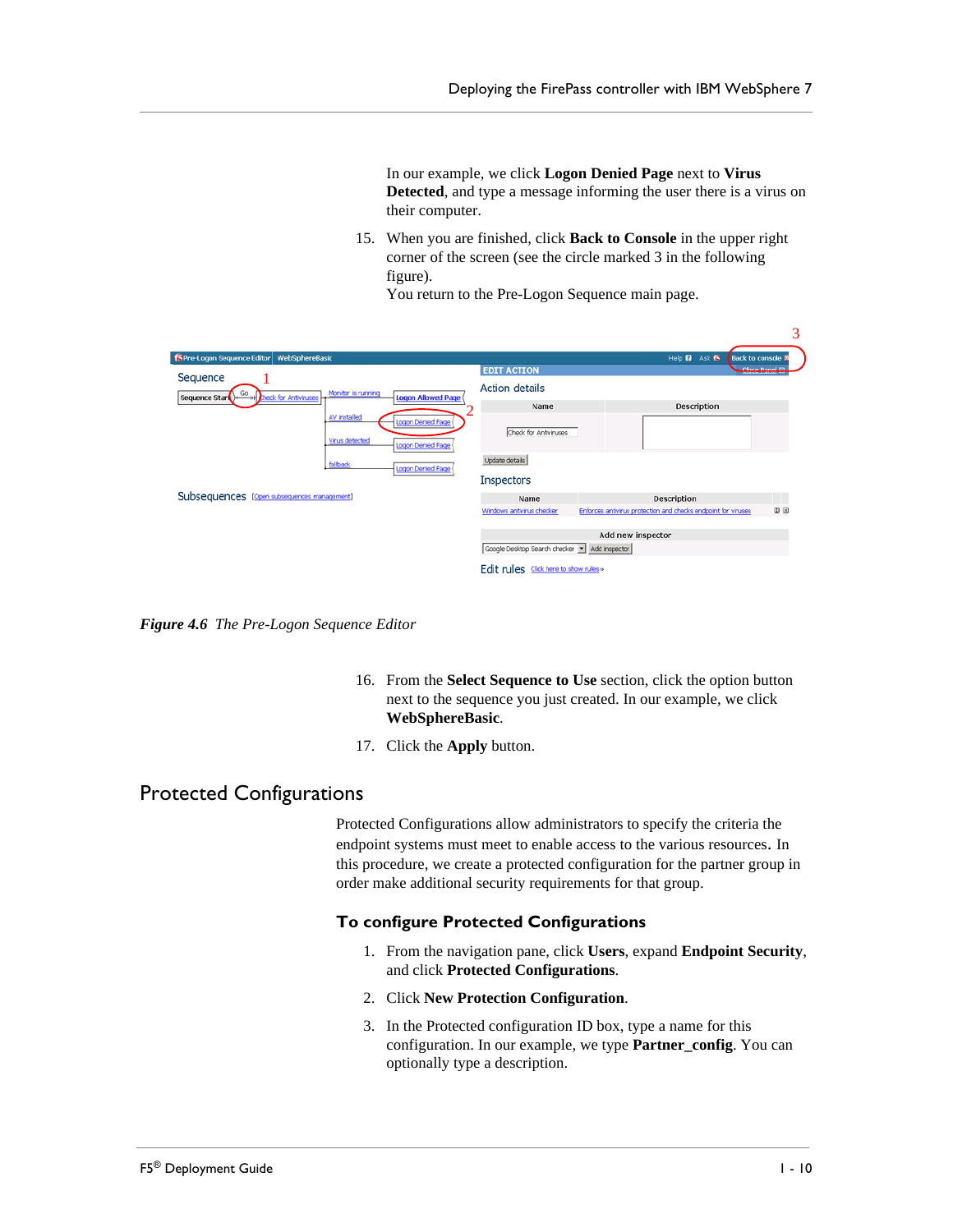In our example, we click **Logon Denied Page** next to **Virus Detected**, and type a message informing the user there is a virus on their computer.

15. When you are finished, click **Back to Console** in the upper right corner of the screen (see the circle marked 3 in the following figure).
    You return to the Pre-Logon Sequence main page.

***Figure 4.6*** *The Pre-Logon Sequence Editor*

16. From the **Select Sequence to Use** section, click the option button next to the sequence you just created. In our example, we click **WebSphereBasic**.

17. Click the **Apply** button.

## Protected Configurations

Protected Configurations allow administrators to specify the criteria the endpoint systems must meet to enable access to the various resources. In this procedure, we create a protected configuration for the partner group in order make additional security requirements for that group.

### To configure Protected Configurations

1. From the navigation pane, click **Users**, expand **Endpoint Security**, and click **Protected Configurations**.

2. Click **New Protection Configuration**.

3. In the Protected configuration ID box, type a name for this configuration. In our example, we type **Partner_config**. You can optionally type a description.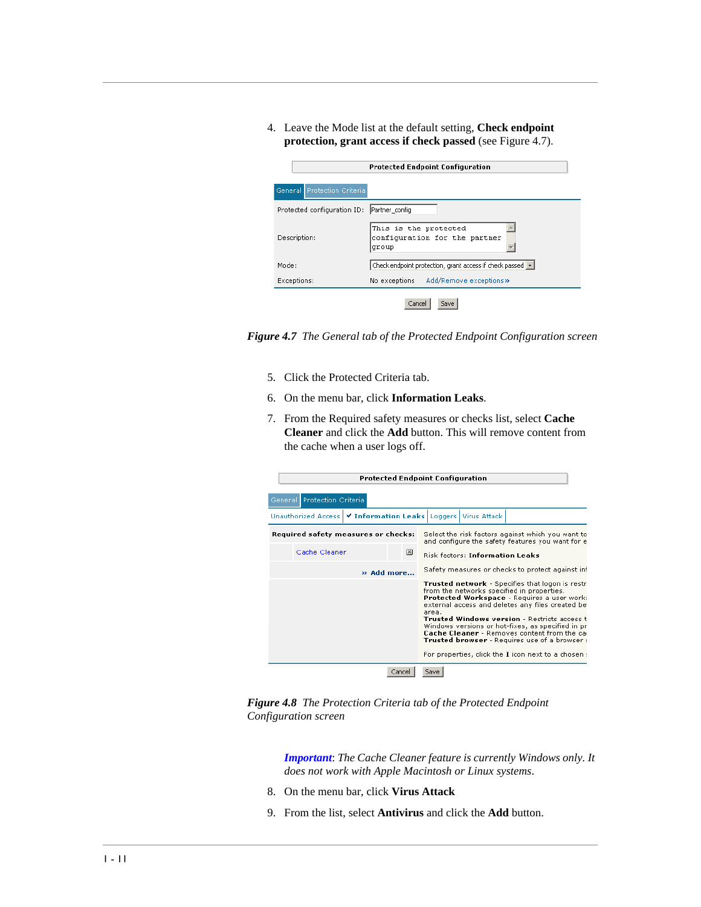4. Leave the Mode list at the default setting, **Check endpoint protection, grant access if check passed** (see Figure 4.7).

*Figure 4.7 The General tab of the Protected Endpoint Configuration screen*

5. Click the Protected Criteria tab.
6. On the menu bar, click **Information Leaks**.
7. From the Required safety measures or checks list, select **Cache Cleaner** and click the **Add** button. This will remove content from the cache when a user logs off.

*Figure 4.8 The Protection Criteria tab of the Protected Endpoint Configuration screen*

> ***Important***: *The Cache Cleaner feature is currently Windows only. It does not work with Apple Macintosh or Linux systems*.

8. On the menu bar, click **Virus Attack**
9. From the list, select **Antivirus** and click the **Add** button.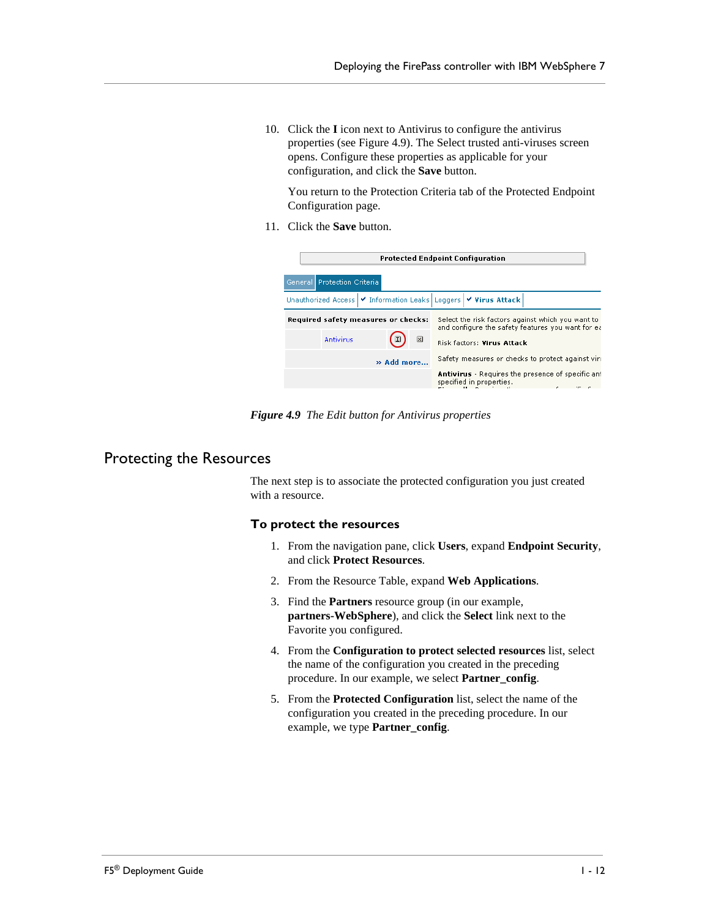10. Click the **I** icon next to Antivirus to configure the antivirus properties (see Figure 4.9). The Select trusted anti-viruses screen opens. Configure these properties as applicable for your configuration, and click the **Save** button.

    You return to the Protection Criteria tab of the Protected Endpoint Configuration page.

11. Click the **Save** button.

*Figure 4.9 The Edit button for Antivirus properties*

## Protecting the Resources

The next step is to associate the protected configuration you just created with a resource.

### To protect the resources

1. From the navigation pane, click **Users**, expand **Endpoint Security**, and click **Protect Resources**.
2. From the Resource Table, expand **Web Applications**.
3. Find the **Partners** resource group (in our example, **partners-WebSphere**), and click the **Select** link next to the Favorite you configured.
4. From the **Configuration to protect selected resources** list, select the name of the configuration you created in the preceding procedure. In our example, we select **Partner_config**.
5. From the **Protected Configuration** list, select the name of the configuration you created in the preceding procedure. In our example, we type **Partner_config**.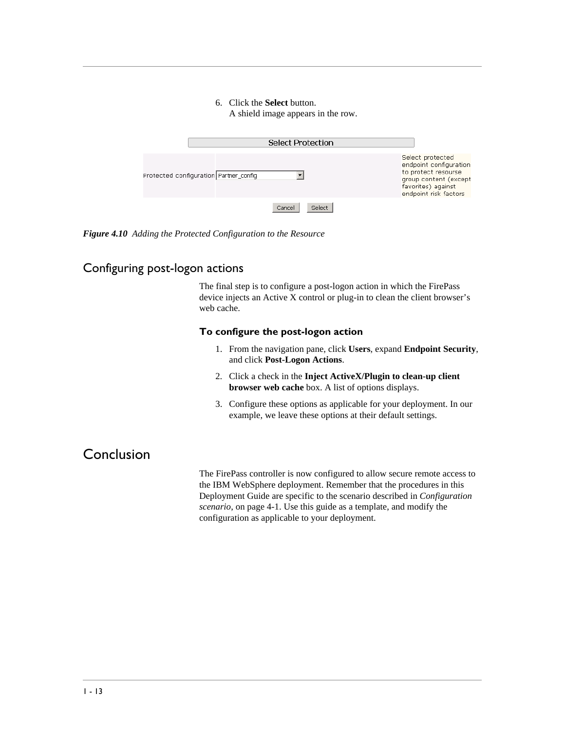6. Click the **Select** button.
   A shield image appears in the row.

Select Protection

Protected configuration Partner_config

Select protected endpoint configuration to protect resourse group content (except favorites) against endpoint risk factors

Cancel Select

***Figure 4.10*** *Adding the Protected Configuration to the Resource*

## Configuring post-logon actions

The final step is to configure a post-logon action in which the FirePass device injects an Active X control or plug-in to clean the client browser's web cache.

### To configure the post-logon action

1. From the navigation pane, click **Users**, expand **Endpoint Security**, and click **Post-Logon Actions**.
2. Click a check in the **Inject ActiveX/Plugin to clean-up client browser web cache** box. A list of options displays.
3. Configure these options as applicable for your deployment. In our example, we leave these options at their default settings.

# Conclusion

The FirePass controller is now configured to allow secure remote access to the IBM WebSphere deployment. Remember that the procedures in this Deployment Guide are specific to the scenario described in *Configuration scenario*, on page 4-1. Use this guide as a template, and modify the configuration as applicable to your deployment.